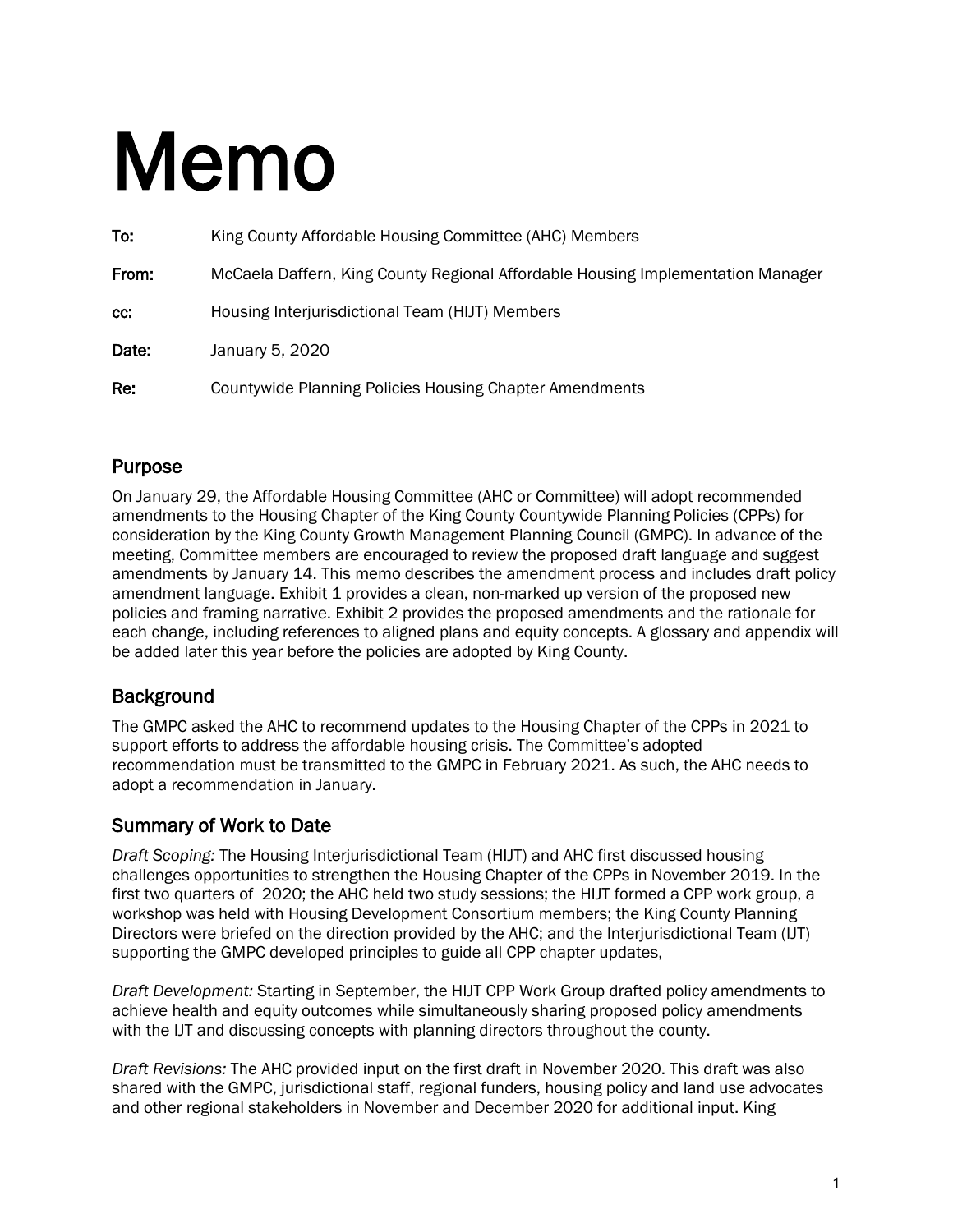# Memo

**To:** King County Affordable Housing Committee (AHC) Members

**From:** McCaela Daffern, King County Regional Affordable Housing Implementation Manager

**cc:** Housing Interjurisdictional Team (HIJT) Members

**Date:** January 5, 2020

**Re:** Countywide Planning Policies Housing Chapter Amendments

---

## Purpose

On January 29, the Affordable Housing Committee (AHC or Committee) will adopt recommended amendments to the Housing Chapter of the King County Countywide Planning Policies (CPPs) for consideration by the King County Growth Management Planning Council (GMPC). In advance of the meeting, Committee members are encouraged to review the proposed draft language and suggest amendments by January 14. This memo describes the amendment process and includes draft policy amendment language. Exhibit 1 provides a clean, non-marked up version of the proposed new policies and framing narrative. Exhibit 2 provides the proposed amendments and the rationale for each change, including references to aligned plans and equity concepts. A glossary and appendix will be added later this year before the policies are adopted by King County.

## Background

The GMPC asked the AHC to recommend updates to the Housing Chapter of the CPPs in 2021 to support efforts to address the affordable housing crisis. The Committee's adopted recommendation must be transmitted to the GMPC in February 2021. As such, the AHC needs to adopt a recommendation in January.

## Summary of Work to Date

*Draft Scoping:* The Housing Interjurisdictional Team (HIJT) and AHC first discussed housing challenges opportunities to strengthen the Housing Chapter of the CPPs in November 2019. In the first two quarters of 2020; the AHC held two study sessions; the HIJT formed a CPP work group, a workshop was held with Housing Development Consortium members; the King County Planning Directors were briefed on the direction provided by the AHC; and the Interjurisdictional Team (IJT) supporting the GMPC developed principles to guide all CPP chapter updates,

*Draft Development:* Starting in September, the HIJT CPP Work Group drafted policy amendments to achieve health and equity outcomes while simultaneously sharing proposed policy amendments with the IJT and discussing concepts with planning directors throughout the county.

*Draft Revisions:* The AHC provided input on the first draft in November 2020. This draft was also shared with the GMPC, jurisdictional staff, regional funders, housing policy and land use advocates and other regional stakeholders in November and December 2020 for additional input. King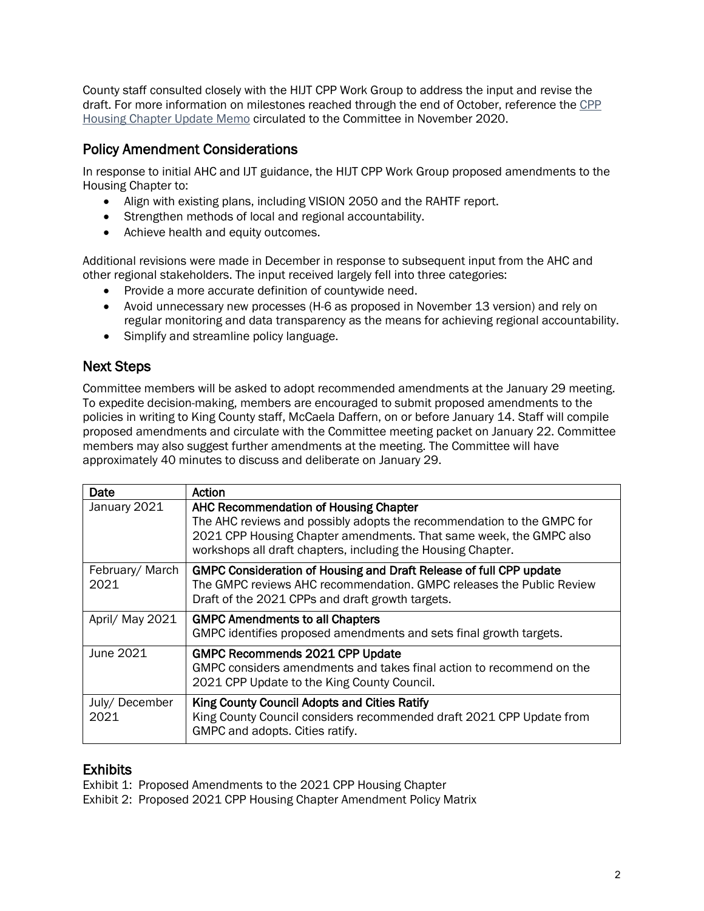County staff consulted closely with the HIJT CPP Work Group to address the input and revise the draft. For more information on milestones reached through the end of October, reference the [CPP Housing Chapter Update Memo] circulated to the Committee in November 2020.

## Policy Amendment Considerations

In response to initial AHC and IJT guidance, the HIJT CPP Work Group proposed amendments to the Housing Chapter to:

- Align with existing plans, including VISION 2050 and the RAHTF report.
- Strengthen methods of local and regional accountability.
- Achieve health and equity outcomes.

Additional revisions were made in December in response to subsequent input from the AHC and other regional stakeholders. The input received largely fell into three categories:

- Provide a more accurate definition of countywide need.
- Avoid unnecessary new processes (H-6 as proposed in November 13 version) and rely on regular monitoring and data transparency as the means for achieving regional accountability.
- Simplify and streamline policy language.

## Next Steps

Committee members will be asked to adopt recommended amendments at the January 29 meeting. To expedite decision-making, members are encouraged to submit proposed amendments to the policies in writing to King County staff, McCaela Daffern, on or before January 14. Staff will compile proposed amendments and circulate with the Committee meeting packet on January 22. Committee members may also suggest further amendments at the meeting. The Committee will have approximately 40 minutes to discuss and deliberate on January 29.

| Date | Action |
|---|---|
| January 2021 | **AHC Recommendation of Housing Chapter**<br>The AHC reviews and possibly adopts the recommendation to the GMPC for 2021 CPP Housing Chapter amendments. That same week, the GMPC also workshops all draft chapters, including the Housing Chapter. |
| February/ March 2021 | **GMPC Consideration of Housing and Draft Release of full CPP update**<br>The GMPC reviews AHC recommendation. GMPC releases the Public Review Draft of the 2021 CPPs and draft growth targets. |
| April/ May 2021 | **GMPC Amendments to all Chapters**<br>GMPC identifies proposed amendments and sets final growth targets. |
| June 2021 | **GMPC Recommends 2021 CPP Update**<br>GMPC considers amendments and takes final action to recommend on the 2021 CPP Update to the King County Council. |
| July/ December 2021 | **King County Council Adopts and Cities Ratify**<br>King County Council considers recommended draft 2021 CPP Update from GMPC and adopts. Cities ratify. |

## Exhibits

Exhibit 1: Proposed Amendments to the 2021 CPP Housing Chapter
Exhibit 2: Proposed 2021 CPP Housing Chapter Amendment Policy Matrix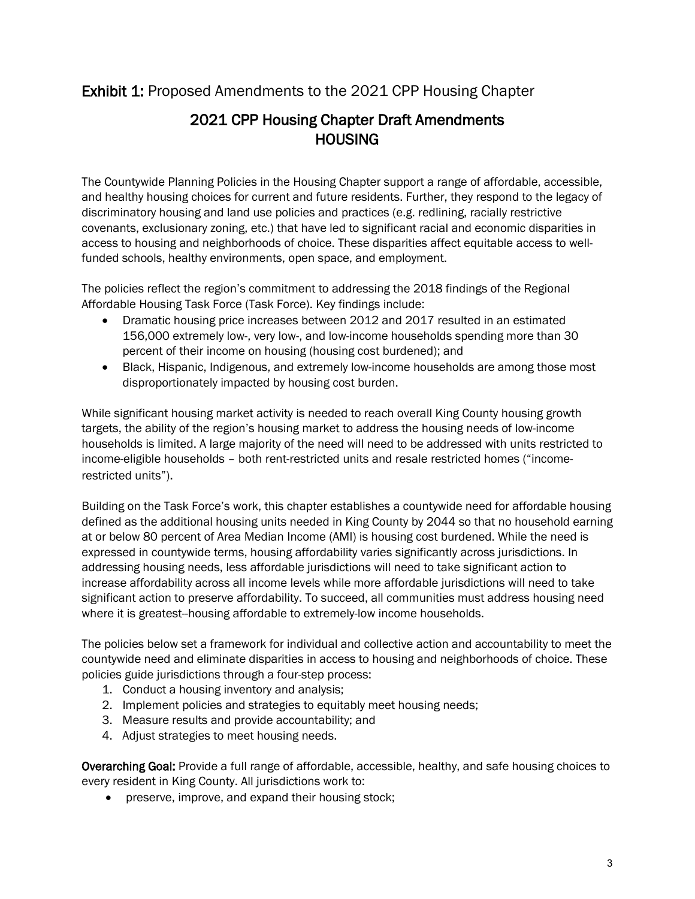**Exhibit 1:** Proposed Amendments to the 2021 CPP Housing Chapter

## 2021 CPP Housing Chapter Draft Amendments HOUSING

The Countywide Planning Policies in the Housing Chapter support a range of affordable, accessible, and healthy housing choices for current and future residents. Further, they respond to the legacy of discriminatory housing and land use policies and practices (e.g. redlining, racially restrictive covenants, exclusionary zoning, etc.) that have led to significant racial and economic disparities in access to housing and neighborhoods of choice. These disparities affect equitable access to well-funded schools, healthy environments, open space, and employment.

The policies reflect the region's commitment to addressing the 2018 findings of the Regional Affordable Housing Task Force (Task Force). Key findings include:

- Dramatic housing price increases between 2012 and 2017 resulted in an estimated 156,000 extremely low-, very low-, and low-income households spending more than 30 percent of their income on housing (housing cost burdened); and
- Black, Hispanic, Indigenous, and extremely low-income households are among those most disproportionately impacted by housing cost burden.

While significant housing market activity is needed to reach overall King County housing growth targets, the ability of the region's housing market to address the housing needs of low-income households is limited. A large majority of the need will need to be addressed with units restricted to income-eligible households – both rent-restricted units and resale restricted homes ("income-restricted units").

Building on the Task Force's work, this chapter establishes a countywide need for affordable housing defined as the additional housing units needed in King County by 2044 so that no household earning at or below 80 percent of Area Median Income (AMI) is housing cost burdened. While the need is expressed in countywide terms, housing affordability varies significantly across jurisdictions. In addressing housing needs, less affordable jurisdictions will need to take significant action to increase affordability across all income levels while more affordable jurisdictions will need to take significant action to preserve affordability. To succeed, all communities must address housing need where it is greatest--housing affordable to extremely-low income households.

The policies below set a framework for individual and collective action and accountability to meet the countywide need and eliminate disparities in access to housing and neighborhoods of choice. These policies guide jurisdictions through a four-step process:

1. Conduct a housing inventory and analysis;
2. Implement policies and strategies to equitably meet housing needs;
3. Measure results and provide accountability; and
4. Adjust strategies to meet housing needs.

**Overarching Goal:** Provide a full range of affordable, accessible, healthy, and safe housing choices to every resident in King County. All jurisdictions work to:

- preserve, improve, and expand their housing stock;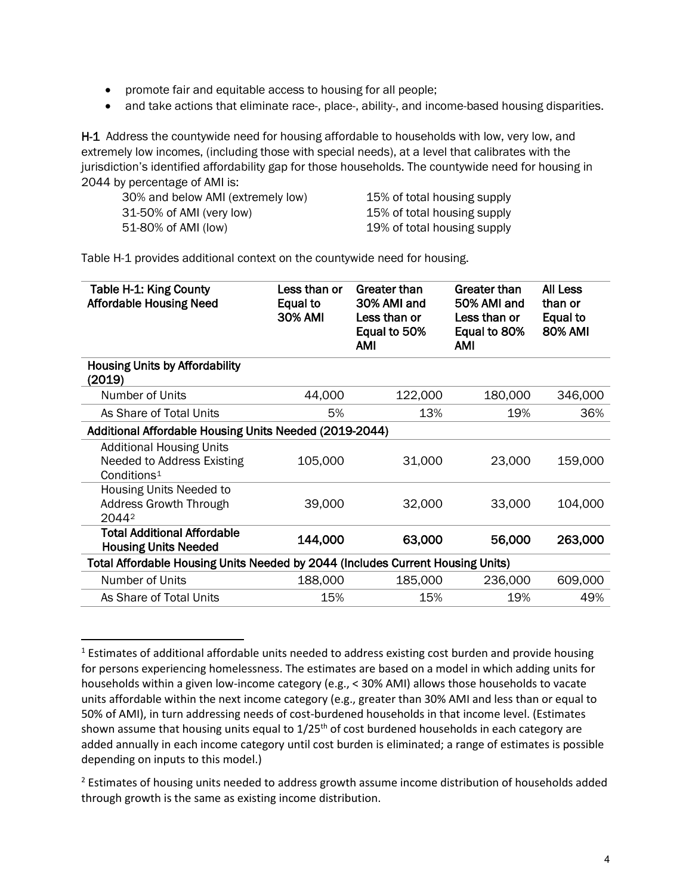- promote fair and equitable access to housing for all people;
- and take actions that eliminate race-, place-, ability-, and income-based housing disparities.

**H-1** Address the countywide need for housing affordable to households with low, very low, and extremely low incomes, (including those with special needs), at a level that calibrates with the jurisdiction's identified affordability gap for those households. The countywide need for housing in 2044 by percentage of AMI is:

| | |
|---|---|
| 30% and below AMI (extremely low) | 15% of total housing supply |
| 31-50% of AMI (very low) | 15% of total housing supply |
| 51-80% of AMI (low) | 19% of total housing supply |

Table H-1 provides additional context on the countywide need for housing.

| Table H-1: King County Affordable Housing Need | Less than or Equal to 30% AMI | Greater than 30% AMI and Less than or Equal to 50% AMI | Greater than 50% AMI and Less than or Equal to 80% AMI | All Less than or Equal to 80% AMI |
|---|---|---|---|---|
| **Housing Units by Affordability (2019)** | | | | |
| Number of Units | 44,000 | 122,000 | 180,000 | 346,000 |
| As Share of Total Units | 5% | 13% | 19% | 36% |
| **Additional Affordable Housing Units Needed (2019-2044)** | | | | |
| Additional Housing Units Needed to Address Existing Conditions[1] | 105,000 | 31,000 | 23,000 | 159,000 |
| Housing Units Needed to Address Growth Through 2044[2] | 39,000 | 32,000 | 33,000 | 104,000 |
| **Total Additional Affordable Housing Units Needed** | **144,000** | **63,000** | **56,000** | **263,000** |
| **Total Affordable Housing Units Needed by 2044 (Includes Current Housing Units)** | | | | |
| Number of Units | 188,000 | 185,000 | 236,000 | 609,000 |
| As Share of Total Units | 15% | 15% | 19% | 49% |

[1] Estimates of additional affordable units needed to address existing cost burden and provide housing for persons experiencing homelessness. The estimates are based on a model in which adding units for households within a given low-income category (e.g., < 30% AMI) allows those households to vacate units affordable within the next income category (e.g., greater than 30% AMI and less than or equal to 50% of AMI), in turn addressing needs of cost-burdened households in that income level. (Estimates shown assume that housing units equal to 1/25th of cost burdened households in each category are added annually in each income category until cost burden is eliminated; a range of estimates is possible depending on inputs to this model.)

[2] Estimates of housing units needed to address growth assume income distribution of households added through growth is the same as existing income distribution.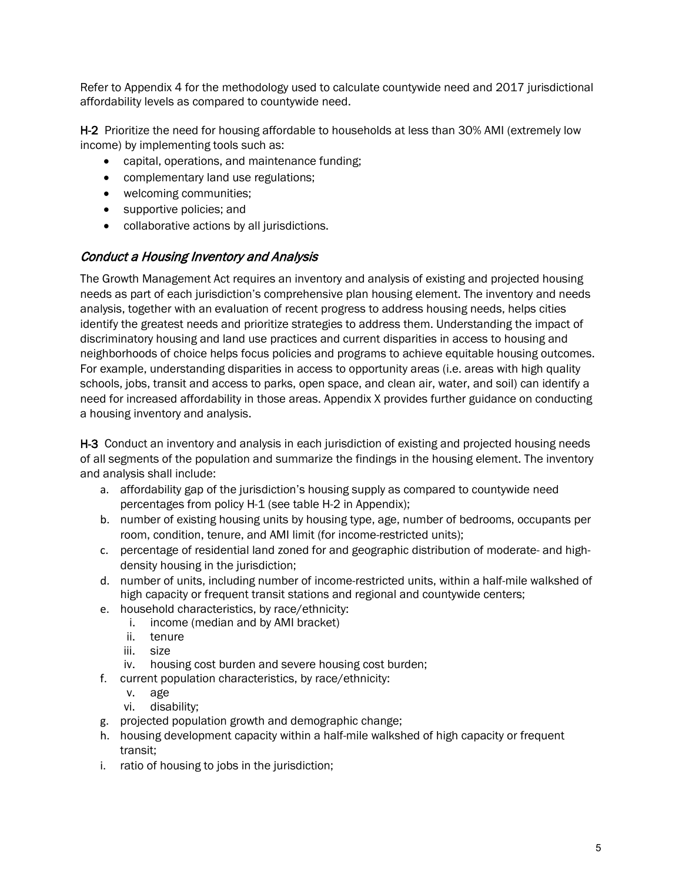Refer to Appendix 4 for the methodology used to calculate countywide need and 2017 jurisdictional affordability levels as compared to countywide need.

**H-2** Prioritize the need for housing affordable to households at less than 30% AMI (extremely low income) by implementing tools such as:

- capital, operations, and maintenance funding;
- complementary land use regulations;
- welcoming communities;
- supportive policies; and
- collaborative actions by all jurisdictions.

## *Conduct a Housing Inventory and Analysis*

The Growth Management Act requires an inventory and analysis of existing and projected housing needs as part of each jurisdiction's comprehensive plan housing element. The inventory and needs analysis, together with an evaluation of recent progress to address housing needs, helps cities identify the greatest needs and prioritize strategies to address them. Understanding the impact of discriminatory housing and land use practices and current disparities in access to housing and neighborhoods of choice helps focus policies and programs to achieve equitable housing outcomes. For example, understanding disparities in access to opportunity areas (i.e. areas with high quality schools, jobs, transit and access to parks, open space, and clean air, water, and soil) can identify a need for increased affordability in those areas. Appendix X provides further guidance on conducting a housing inventory and analysis.

**H-3** Conduct an inventory and analysis in each jurisdiction of existing and projected housing needs of all segments of the population and summarize the findings in the housing element. The inventory and analysis shall include:

a. affordability gap of the jurisdiction's housing supply as compared to countywide need percentages from policy H-1 (see table H-2 in Appendix);
b. number of existing housing units by housing type, age, number of bedrooms, occupants per room, condition, tenure, and AMI limit (for income-restricted units);
c. percentage of residential land zoned for and geographic distribution of moderate- and high-density housing in the jurisdiction;
d. number of units, including number of income-restricted units, within a half-mile walkshed of high capacity or frequent transit stations and regional and countywide centers;
e. household characteristics, by race/ethnicity:
    i. income (median and by AMI bracket)
    ii. tenure
    iii. size
    iv. housing cost burden and severe housing cost burden;
f. current population characteristics, by race/ethnicity:
    v. age
    vi. disability;
g. projected population growth and demographic change;
h. housing development capacity within a half-mile walkshed of high capacity or frequent transit;
i. ratio of housing to jobs in the jurisdiction;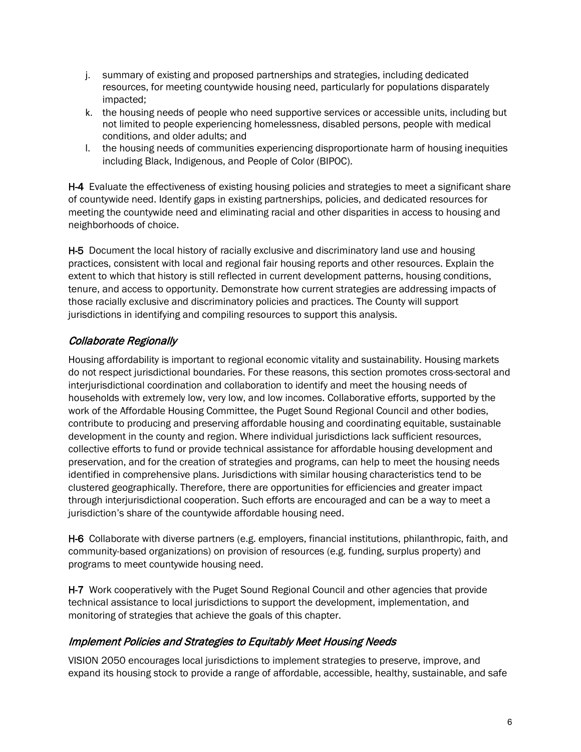j. summary of existing and proposed partnerships and strategies, including dedicated resources, for meeting countywide housing need, particularly for populations disparately impacted;
k. the housing needs of people who need supportive services or accessible units, including but not limited to people experiencing homelessness, disabled persons, people with medical conditions, and older adults; and
l. the housing needs of communities experiencing disproportionate harm of housing inequities including Black, Indigenous, and People of Color (BIPOC).

**H-4** Evaluate the effectiveness of existing housing policies and strategies to meet a significant share of countywide need. Identify gaps in existing partnerships, policies, and dedicated resources for meeting the countywide need and eliminating racial and other disparities in access to housing and neighborhoods of choice.

**H-5** Document the local history of racially exclusive and discriminatory land use and housing practices, consistent with local and regional fair housing reports and other resources. Explain the extent to which that history is still reflected in current development patterns, housing conditions, tenure, and access to opportunity. Demonstrate how current strategies are addressing impacts of those racially exclusive and discriminatory policies and practices. The County will support jurisdictions in identifying and compiling resources to support this analysis.

## *Collaborate Regionally*

Housing affordability is important to regional economic vitality and sustainability. Housing markets do not respect jurisdictional boundaries. For these reasons, this section promotes cross-sectoral and interjurisdictional coordination and collaboration to identify and meet the housing needs of households with extremely low, very low, and low incomes. Collaborative efforts, supported by the work of the Affordable Housing Committee, the Puget Sound Regional Council and other bodies, contribute to producing and preserving affordable housing and coordinating equitable, sustainable development in the county and region. Where individual jurisdictions lack sufficient resources, collective efforts to fund or provide technical assistance for affordable housing development and preservation, and for the creation of strategies and programs, can help to meet the housing needs identified in comprehensive plans. Jurisdictions with similar housing characteristics tend to be clustered geographically. Therefore, there are opportunities for efficiencies and greater impact through interjurisdictional cooperation. Such efforts are encouraged and can be a way to meet a jurisdiction's share of the countywide affordable housing need.

**H-6** Collaborate with diverse partners (e.g. employers, financial institutions, philanthropic, faith, and community-based organizations) on provision of resources (e.g. funding, surplus property) and programs to meet countywide housing need.

**H-7** Work cooperatively with the Puget Sound Regional Council and other agencies that provide technical assistance to local jurisdictions to support the development, implementation, and monitoring of strategies that achieve the goals of this chapter.

## *Implement Policies and Strategies to Equitably Meet Housing Needs*

VISION 2050 encourages local jurisdictions to implement strategies to preserve, improve, and expand its housing stock to provide a range of affordable, accessible, healthy, sustainable, and safe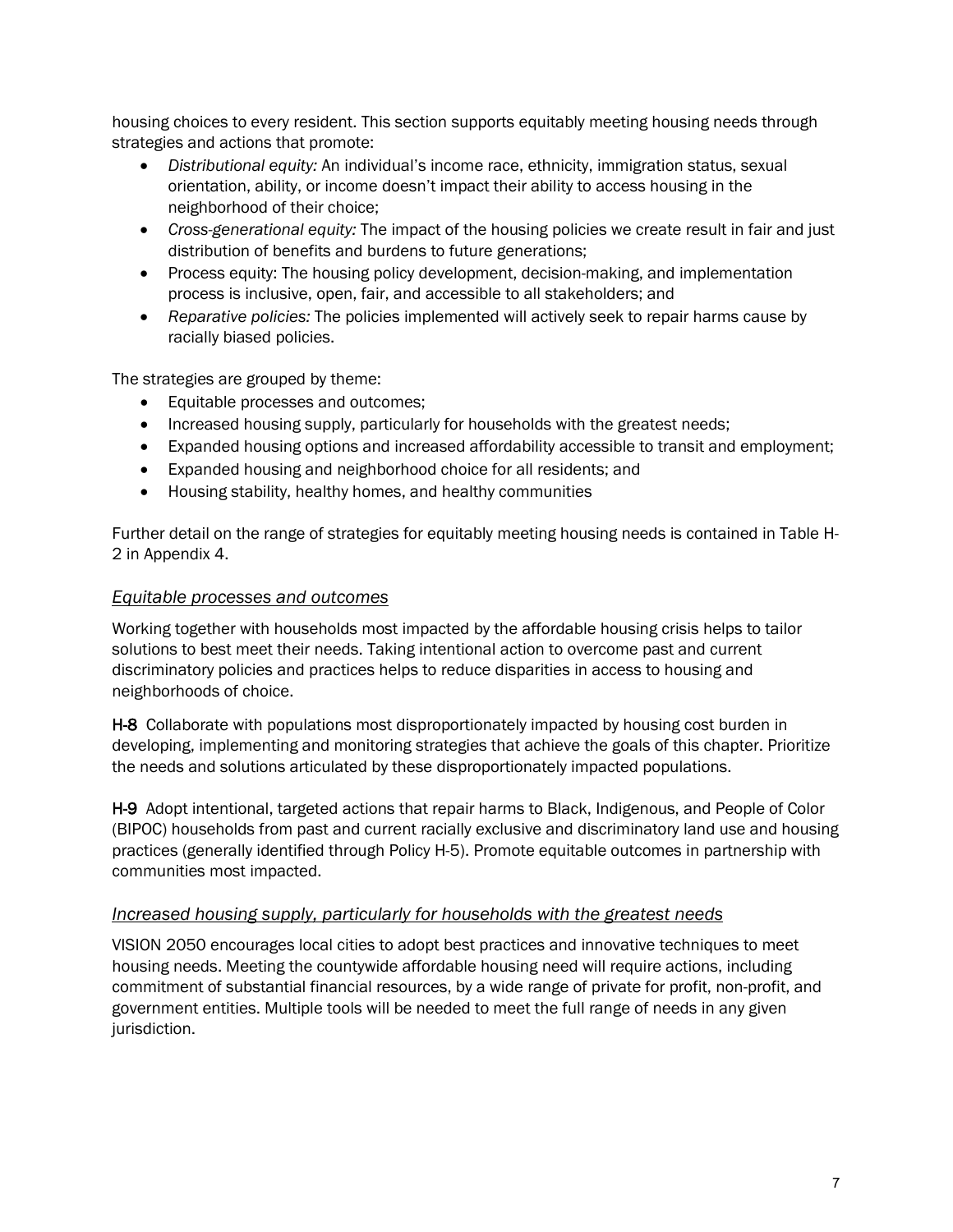housing choices to every resident. This section supports equitably meeting housing needs through strategies and actions that promote:

- *Distributional equity:* An individual's income race, ethnicity, immigration status, sexual orientation, ability, or income doesn't impact their ability to access housing in the neighborhood of their choice;
- *Cross-generational equity:* The impact of the housing policies we create result in fair and just distribution of benefits and burdens to future generations;
- Process equity: The housing policy development, decision-making, and implementation process is inclusive, open, fair, and accessible to all stakeholders; and
- *Reparative policies:* The policies implemented will actively seek to repair harms cause by racially biased policies.

The strategies are grouped by theme:

- Equitable processes and outcomes;
- Increased housing supply, particularly for households with the greatest needs;
- Expanded housing options and increased affordability accessible to transit and employment;
- Expanded housing and neighborhood choice for all residents; and
- Housing stability, healthy homes, and healthy communities

Further detail on the range of strategies for equitably meeting housing needs is contained in Table H-2 in Appendix 4.

### *Equitable processes and outcomes*

Working together with households most impacted by the affordable housing crisis helps to tailor solutions to best meet their needs. Taking intentional action to overcome past and current discriminatory policies and practices helps to reduce disparities in access to housing and neighborhoods of choice.

**H-8** Collaborate with populations most disproportionately impacted by housing cost burden in developing, implementing and monitoring strategies that achieve the goals of this chapter. Prioritize the needs and solutions articulated by these disproportionately impacted populations.

**H-9** Adopt intentional, targeted actions that repair harms to Black, Indigenous, and People of Color (BIPOC) households from past and current racially exclusive and discriminatory land use and housing practices (generally identified through Policy H-5). Promote equitable outcomes in partnership with communities most impacted.

### *Increased housing supply, particularly for households with the greatest needs*

VISION 2050 encourages local cities to adopt best practices and innovative techniques to meet housing needs. Meeting the countywide affordable housing need will require actions, including commitment of substantial financial resources, by a wide range of private for profit, non-profit, and government entities. Multiple tools will be needed to meet the full range of needs in any given jurisdiction.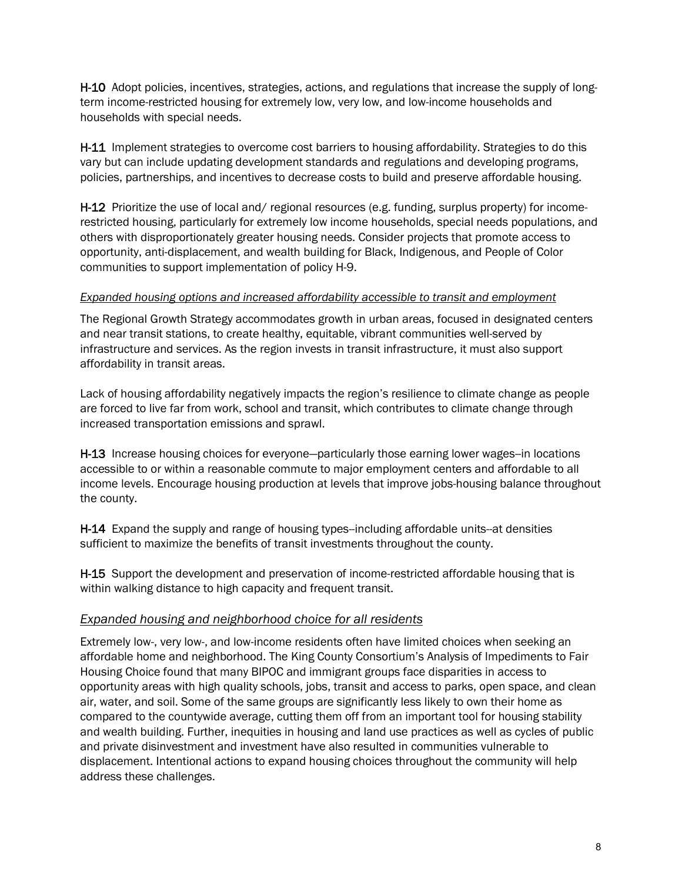**H-10** Adopt policies, incentives, strategies, actions, and regulations that increase the supply of long-term income-restricted housing for extremely low, very low, and low-income households and households with special needs.

**H-11** Implement strategies to overcome cost barriers to housing affordability. Strategies to do this vary but can include updating development standards and regulations and developing programs, policies, partnerships, and incentives to decrease costs to build and preserve affordable housing.

**H-12** Prioritize the use of local and/ regional resources (e.g. funding, surplus property) for income-restricted housing, particularly for extremely low income households, special needs populations, and others with disproportionately greater housing needs. Consider projects that promote access to opportunity, anti-displacement, and wealth building for Black, Indigenous, and People of Color communities to support implementation of policy H-9.

*Expanded housing options and increased affordability accessible to transit and employment*

The Regional Growth Strategy accommodates growth in urban areas, focused in designated centers and near transit stations, to create healthy, equitable, vibrant communities well-served by infrastructure and services. As the region invests in transit infrastructure, it must also support affordability in transit areas.

Lack of housing affordability negatively impacts the region's resilience to climate change as people are forced to live far from work, school and transit, which contributes to climate change through increased transportation emissions and sprawl.

**H-13** Increase housing choices for everyone—particularly those earning lower wages--in locations accessible to or within a reasonable commute to major employment centers and affordable to all income levels. Encourage housing production at levels that improve jobs-housing balance throughout the county.

**H-14** Expand the supply and range of housing types--including affordable units--at densities sufficient to maximize the benefits of transit investments throughout the county.

**H-15** Support the development and preservation of income-restricted affordable housing that is within walking distance to high capacity and frequent transit.

## *Expanded housing and neighborhood choice for all residents*

Extremely low-, very low-, and low-income residents often have limited choices when seeking an affordable home and neighborhood. The King County Consortium's Analysis of Impediments to Fair Housing Choice found that many BIPOC and immigrant groups face disparities in access to opportunity areas with high quality schools, jobs, transit and access to parks, open space, and clean air, water, and soil. Some of the same groups are significantly less likely to own their home as compared to the countywide average, cutting them off from an important tool for housing stability and wealth building. Further, inequities in housing and land use practices as well as cycles of public and private disinvestment and investment have also resulted in communities vulnerable to displacement. Intentional actions to expand housing choices throughout the community will help address these challenges.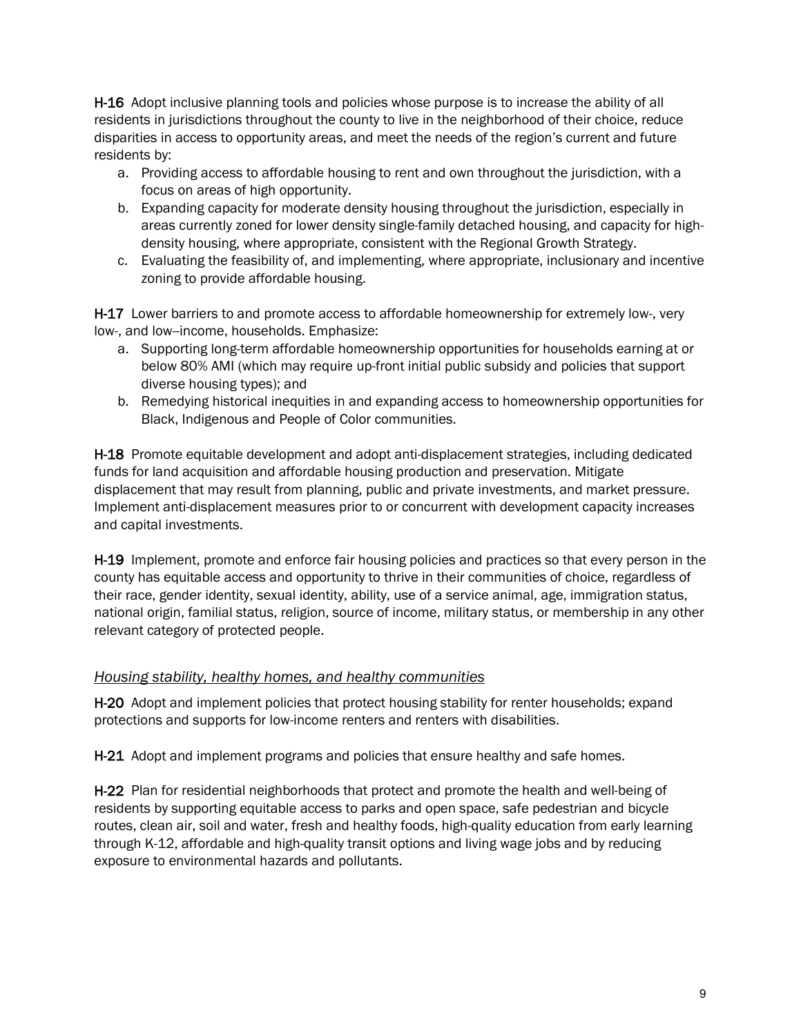**H-16** Adopt inclusive planning tools and policies whose purpose is to increase the ability of all residents in jurisdictions throughout the county to live in the neighborhood of their choice, reduce disparities in access to opportunity areas, and meet the needs of the region's current and future residents by:

a. Providing access to affordable housing to rent and own throughout the jurisdiction, with a focus on areas of high opportunity.
b. Expanding capacity for moderate density housing throughout the jurisdiction, especially in areas currently zoned for lower density single-family detached housing, and capacity for high-density housing, where appropriate, consistent with the Regional Growth Strategy.
c. Evaluating the feasibility of, and implementing, where appropriate, inclusionary and incentive zoning to provide affordable housing.

**H-17** Lower barriers to and promote access to affordable homeownership for extremely low-, very low-, and low--income, households. Emphasize:

a. Supporting long-term affordable homeownership opportunities for households earning at or below 80% AMI (which may require up-front initial public subsidy and policies that support diverse housing types); and
b. Remedying historical inequities in and expanding access to homeownership opportunities for Black, Indigenous and People of Color communities.

**H-18** Promote equitable development and adopt anti-displacement strategies, including dedicated funds for land acquisition and affordable housing production and preservation. Mitigate displacement that may result from planning, public and private investments, and market pressure. Implement anti-displacement measures prior to or concurrent with development capacity increases and capital investments.

**H-19** Implement, promote and enforce fair housing policies and practices so that every person in the county has equitable access and opportunity to thrive in their communities of choice, regardless of their race, gender identity, sexual identity, ability, use of a service animal, age, immigration status, national origin, familial status, religion, source of income, military status, or membership in any other relevant category of protected people.

### *Housing stability, healthy homes, and healthy communities*

**H-20** Adopt and implement policies that protect housing stability for renter households; expand protections and supports for low-income renters and renters with disabilities.

**H-21** Adopt and implement programs and policies that ensure healthy and safe homes.

**H-22** Plan for residential neighborhoods that protect and promote the health and well-being of residents by supporting equitable access to parks and open space, safe pedestrian and bicycle routes, clean air, soil and water, fresh and healthy foods, high-quality education from early learning through K-12, affordable and high-quality transit options and living wage jobs and by reducing exposure to environmental hazards and pollutants.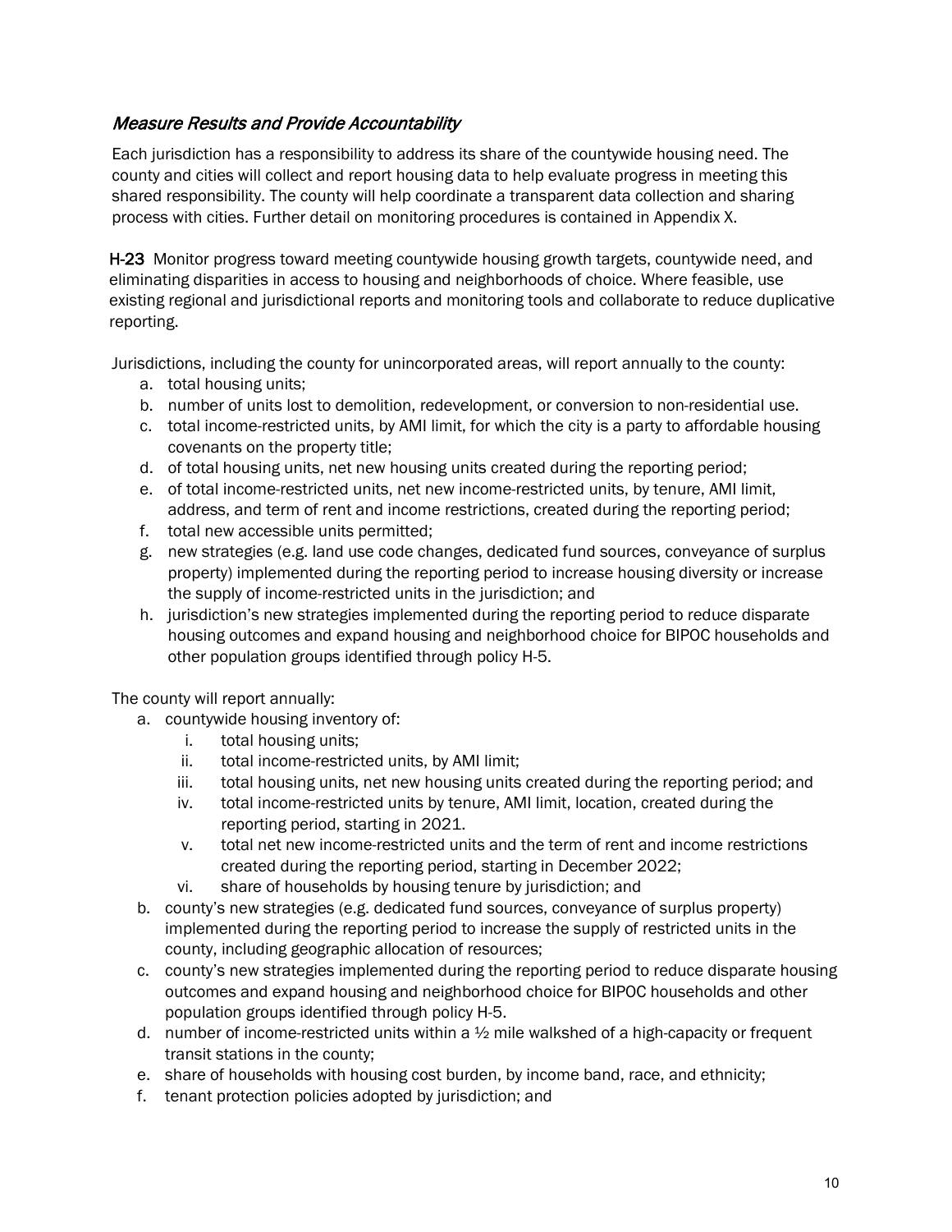### *Measure Results and Provide Accountability*

Each jurisdiction has a responsibility to address its share of the countywide housing need. The county and cities will collect and report housing data to help evaluate progress in meeting this shared responsibility. The county will help coordinate a transparent data collection and sharing process with cities. Further detail on monitoring procedures is contained in Appendix X.

**H-23** Monitor progress toward meeting countywide housing growth targets, countywide need, and eliminating disparities in access to housing and neighborhoods of choice. Where feasible, use existing regional and jurisdictional reports and monitoring tools and collaborate to reduce duplicative reporting.

Jurisdictions, including the county for unincorporated areas, will report annually to the county:

a. total housing units;
b. number of units lost to demolition, redevelopment, or conversion to non-residential use.
c. total income-restricted units, by AMI limit, for which the city is a party to affordable housing covenants on the property title;
d. of total housing units, net new housing units created during the reporting period;
e. of total income-restricted units, net new income-restricted units, by tenure, AMI limit, address, and term of rent and income restrictions, created during the reporting period;
f. total new accessible units permitted;
g. new strategies (e.g. land use code changes, dedicated fund sources, conveyance of surplus property) implemented during the reporting period to increase housing diversity or increase the supply of income-restricted units in the jurisdiction; and
h. jurisdiction's new strategies implemented during the reporting period to reduce disparate housing outcomes and expand housing and neighborhood choice for BIPOC households and other population groups identified through policy H-5.

The county will report annually:

a. countywide housing inventory of:
   i. total housing units;
   ii. total income-restricted units, by AMI limit;
   iii. total housing units, net new housing units created during the reporting period; and
   iv. total income-restricted units by tenure, AMI limit, location, created during the reporting period, starting in 2021.
   v. total net new income-restricted units and the term of rent and income restrictions created during the reporting period, starting in December 2022;
   vi. share of households by housing tenure by jurisdiction; and
b. county's new strategies (e.g. dedicated fund sources, conveyance of surplus property) implemented during the reporting period to increase the supply of restricted units in the county, including geographic allocation of resources;
c. county's new strategies implemented during the reporting period to reduce disparate housing outcomes and expand housing and neighborhood choice for BIPOC households and other population groups identified through policy H-5.
d. number of income-restricted units within a ½ mile walkshed of a high-capacity or frequent transit stations in the county;
e. share of households with housing cost burden, by income band, race, and ethnicity;
f. tenant protection policies adopted by jurisdiction; and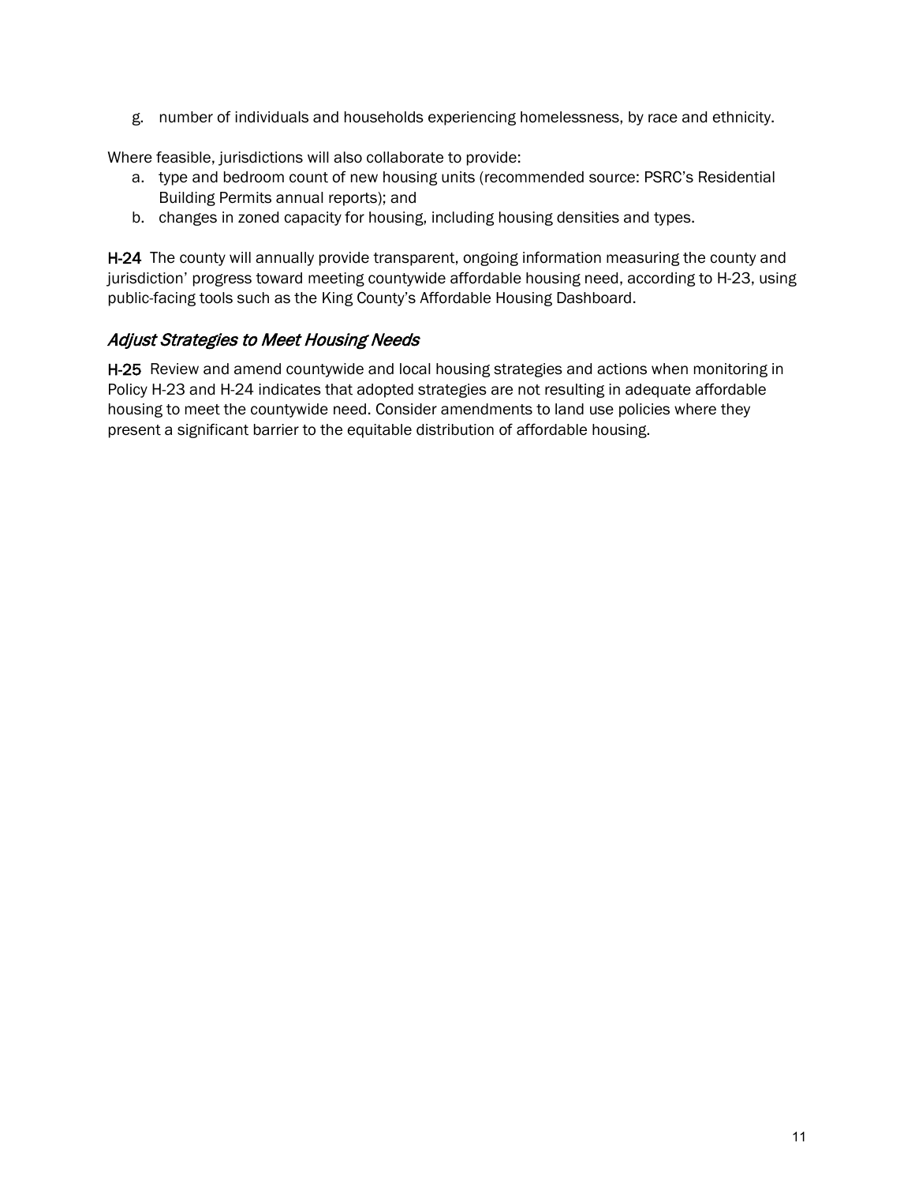g. number of individuals and households experiencing homelessness, by race and ethnicity.

Where feasible, jurisdictions will also collaborate to provide:

a. type and bedroom count of new housing units (recommended source: PSRC's Residential Building Permits annual reports); and
b. changes in zoned capacity for housing, including housing densities and types.

**H-24** The county will annually provide transparent, ongoing information measuring the county and jurisdiction' progress toward meeting countywide affordable housing need, according to H-23, using public-facing tools such as the King County's Affordable Housing Dashboard.

### *Adjust Strategies to Meet Housing Needs*

**H-25** Review and amend countywide and local housing strategies and actions when monitoring in Policy H-23 and H-24 indicates that adopted strategies are not resulting in adequate affordable housing to meet the countywide need. Consider amendments to land use policies where they present a significant barrier to the equitable distribution of affordable housing.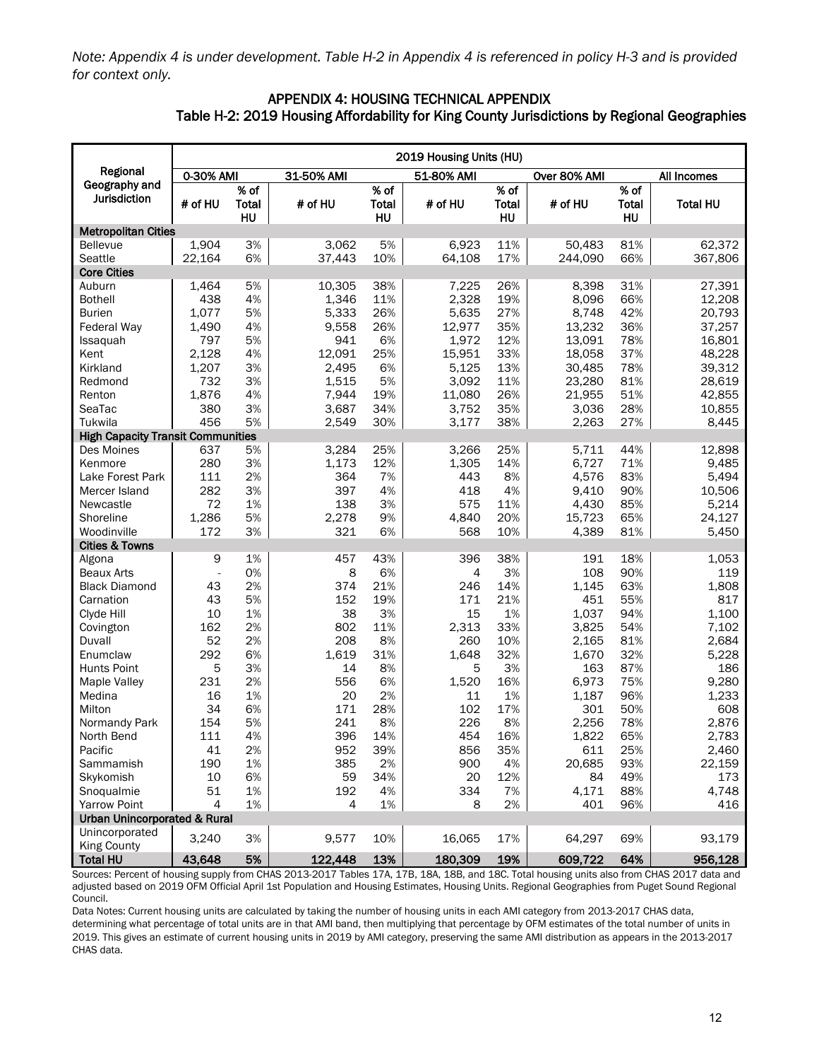*Note: Appendix 4 is under development. Table H-2 in Appendix 4 is referenced in policy H-3 and is provided for context only.*

## APPENDIX 4: HOUSING TECHNICAL APPENDIX

### Table H-2: 2019 Housing Affordability for King County Jurisdictions by Regional Geographies

| Regional Geography and Jurisdiction | 2019 Housing Units (HU) | | | | | | | | |
|---|---|---|---|---|---|---|---|---|---|
| | 0-30% AMI | | 31-50% AMI | | 51-80% AMI | | Over 80% AMI | | All Incomes |
| | # of HU | % of Total HU | # of HU | % of Total HU | # of HU | % of Total HU | # of HU | % of Total HU | Total HU |
| **Metropolitan Cities** | | | | | | | | | |
| Bellevue | 1,904 | 3% | 3,062 | 5% | 6,923 | 11% | 50,483 | 81% | 62,372 |
| Seattle | 22,164 | 6% | 37,443 | 10% | 64,108 | 17% | 244,090 | 66% | 367,806 |
| **Core Cities** | | | | | | | | | |
| Auburn | 1,464 | 5% | 10,305 | 38% | 7,225 | 26% | 8,398 | 31% | 27,391 |
| Bothell | 438 | 4% | 1,346 | 11% | 2,328 | 19% | 8,096 | 66% | 12,208 |
| Burien | 1,077 | 5% | 5,333 | 26% | 5,635 | 27% | 8,748 | 42% | 20,793 |
| Federal Way | 1,490 | 4% | 9,558 | 26% | 12,977 | 35% | 13,232 | 36% | 37,257 |
| Issaquah | 797 | 5% | 941 | 6% | 1,972 | 12% | 13,091 | 78% | 16,801 |
| Kent | 2,128 | 4% | 12,091 | 25% | 15,951 | 33% | 18,058 | 37% | 48,228 |
| Kirkland | 1,207 | 3% | 2,495 | 6% | 5,125 | 13% | 30,485 | 78% | 39,312 |
| Redmond | 732 | 3% | 1,515 | 5% | 3,092 | 11% | 23,280 | 81% | 28,619 |
| Renton | 1,876 | 4% | 7,944 | 19% | 11,080 | 26% | 21,955 | 51% | 42,855 |
| SeaTac | 380 | 3% | 3,687 | 34% | 3,752 | 35% | 3,036 | 28% | 10,855 |
| Tukwila | 456 | 5% | 2,549 | 30% | 3,177 | 38% | 2,263 | 27% | 8,445 |
| **High Capacity Transit Communities** | | | | | | | | | |
| Des Moines | 637 | 5% | 3,284 | 25% | 3,266 | 25% | 5,711 | 44% | 12,898 |
| Kenmore | 280 | 3% | 1,173 | 12% | 1,305 | 14% | 6,727 | 71% | 9,485 |
| Lake Forest Park | 111 | 2% | 364 | 7% | 443 | 8% | 4,576 | 83% | 5,494 |
| Mercer Island | 282 | 3% | 397 | 4% | 418 | 4% | 9,410 | 90% | 10,506 |
| Newcastle | 72 | 1% | 138 | 3% | 575 | 11% | 4,430 | 85% | 5,214 |
| Shoreline | 1,286 | 5% | 2,278 | 9% | 4,840 | 20% | 15,723 | 65% | 24,127 |
| Woodinville | 172 | 3% | 321 | 6% | 568 | 10% | 4,389 | 81% | 5,450 |
| **Cities & Towns** | | | | | | | | | |
| Algona | 9 | 1% | 457 | 43% | 396 | 38% | 191 | 18% | 1,053 |
| Beaux Arts | - | 0% | 8 | 6% | 4 | 3% | 108 | 90% | 119 |
| Black Diamond | 43 | 2% | 374 | 21% | 246 | 14% | 1,145 | 63% | 1,808 |
| Carnation | 43 | 5% | 152 | 19% | 171 | 21% | 451 | 55% | 817 |
| Clyde Hill | 10 | 1% | 38 | 3% | 15 | 1% | 1,037 | 94% | 1,100 |
| Covington | 162 | 2% | 802 | 11% | 2,313 | 33% | 3,825 | 54% | 7,102 |
| Duvall | 52 | 2% | 208 | 8% | 260 | 10% | 2,165 | 81% | 2,684 |
| Enumclaw | 292 | 6% | 1,619 | 31% | 1,648 | 32% | 1,670 | 32% | 5,228 |
| Hunts Point | 5 | 3% | 14 | 8% | 5 | 3% | 163 | 87% | 186 |
| Maple Valley | 231 | 2% | 556 | 6% | 1,520 | 16% | 6,973 | 75% | 9,280 |
| Medina | 16 | 1% | 20 | 2% | 11 | 1% | 1,187 | 96% | 1,233 |
| Milton | 34 | 6% | 171 | 28% | 102 | 17% | 301 | 50% | 608 |
| Normandy Park | 154 | 5% | 241 | 8% | 226 | 8% | 2,256 | 78% | 2,876 |
| North Bend | 111 | 4% | 396 | 14% | 454 | 16% | 1,822 | 65% | 2,783 |
| Pacific | 41 | 2% | 952 | 39% | 856 | 35% | 611 | 25% | 2,460 |
| Sammamish | 190 | 1% | 385 | 2% | 900 | 4% | 20,685 | 93% | 22,159 |
| Skykomish | 10 | 6% | 59 | 34% | 20 | 12% | 84 | 49% | 173 |
| Snoqualmie | 51 | 1% | 192 | 4% | 334 | 7% | 4,171 | 88% | 4,748 |
| Yarrow Point | 4 | 1% | 4 | 1% | 8 | 2% | 401 | 96% | 416 |
| **Urban Unincorporated & Rural** | | | | | | | | | |
| Unincorporated King County | 3,240 | 3% | 9,577 | 10% | 16,065 | 17% | 64,297 | 69% | 93,179 |
| **Total HU** | **43,648** | **5%** | **122,448** | **13%** | **180,309** | **19%** | **609,722** | **64%** | **956,128** |

Sources: Percent of housing supply from CHAS 2013-2017 Tables 17A, 17B, 18A, 18B, and 18C. Total housing units also from CHAS 2017 data and adjusted based on 2019 OFM Official April 1st Population and Housing Estimates, Housing Units. Regional Geographies from Puget Sound Regional Council.

Data Notes: Current housing units are calculated by taking the number of housing units in each AMI category from 2013-2017 CHAS data, determining what percentage of total units are in that AMI band, then multiplying that percentage by OFM estimates of the total number of units in 2019. This gives an estimate of current housing units in 2019 by AMI category, preserving the same AMI distribution as appears in the 2013-2017 CHAS data.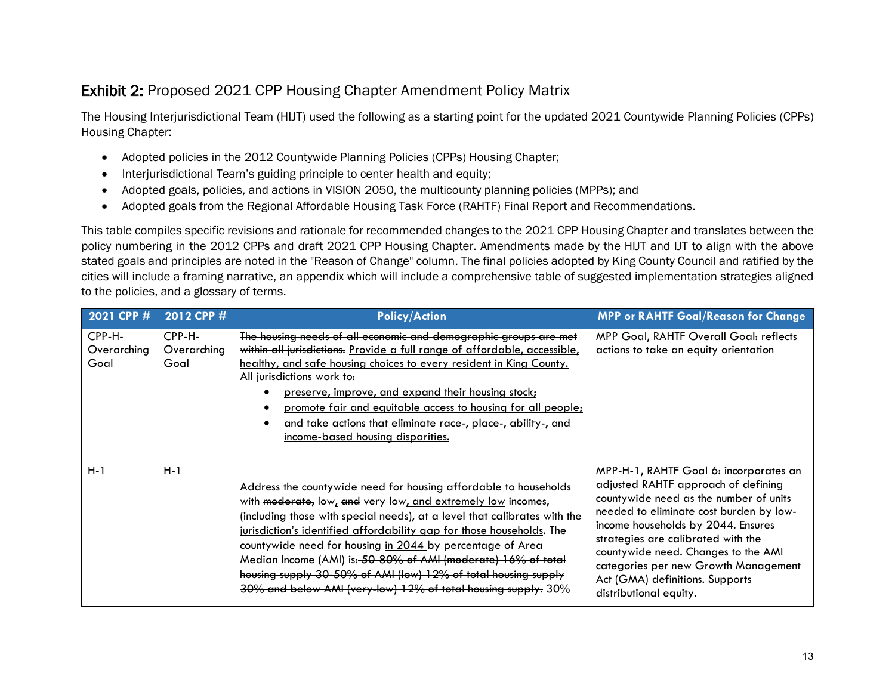## Exhibit 2: Proposed 2021 CPP Housing Chapter Amendment Policy Matrix

The Housing Interjurisdictional Team (HIJT) used the following as a starting point for the updated 2021 Countywide Planning Policies (CPPs) Housing Chapter:

- Adopted policies in the 2012 Countywide Planning Policies (CPPs) Housing Chapter;
- Interjurisdictional Team's guiding principle to center health and equity;
- Adopted goals, policies, and actions in VISION 2050, the multicounty planning policies (MPPs); and
- Adopted goals from the Regional Affordable Housing Task Force (RAHTF) Final Report and Recommendations.

This table compiles specific revisions and rationale for recommended changes to the 2021 CPP Housing Chapter and translates between the policy numbering in the 2012 CPPs and draft 2021 CPP Housing Chapter. Amendments made by the HIJT and IJT to align with the above stated goals and principles are noted in the "Reason of Change" column. The final policies adopted by King County Council and ratified by the cities will include a framing narrative, an appendix which will include a comprehensive table of suggested implementation strategies aligned to the policies, and a glossary of terms.

| 2021 CPP # | 2012 CPP # | Policy/Action | MPP or RAHTF Goal/Reason for Change |
|---|---|---|---|
| CPP-H-Overarching Goal | CPP-H-Overarching Goal | ~~The housing needs of all economic and demographic groups are met within all jurisdictions.~~ <u>Provide a full range of affordable, accessible, healthy, and safe housing choices to every resident in King County. All jurisdictions work to:</u><br>• <u>preserve, improve, and expand their housing stock;</u><br>• <u>promote fair and equitable access to housing for all people;</u><br>• <u>and take actions that eliminate race-, place-, ability-, and income-based housing disparities.</u> | MPP Goal, RAHTF Overall Goal: reflects actions to take an equity orientation |
| H-1 | H-1 | Address the countywide need for housing affordable to households with ~~moderate,~~ low<u>,</u> ~~and~~ very low<u>, and extremely low</u> incomes, <u>(</u>including those with special needs<u>)</u>, <u>at a level that calibrates with the jurisdiction's identified affordability gap for those households</u>. The countywide need for housing <u>in 2044</u> by percentage of Area Median Income (AMI) is:~~ 50-80% of AMI (moderate) 16% of total housing supply 30-50% of AMI (low) 12% of total housing supply 30% and below AMI (very-low) 12% of total housing supply.~~ <u>30%</u> | MPP-H-1, RAHTF Goal 6: incorporates an adjusted RAHTF approach of defining countywide need as the number of units needed to eliminate cost burden by low-income households by 2044. Ensures strategies are calibrated with the countywide need. Changes to the AMI categories per new Growth Management Act (GMA) definitions. Supports distributional equity. |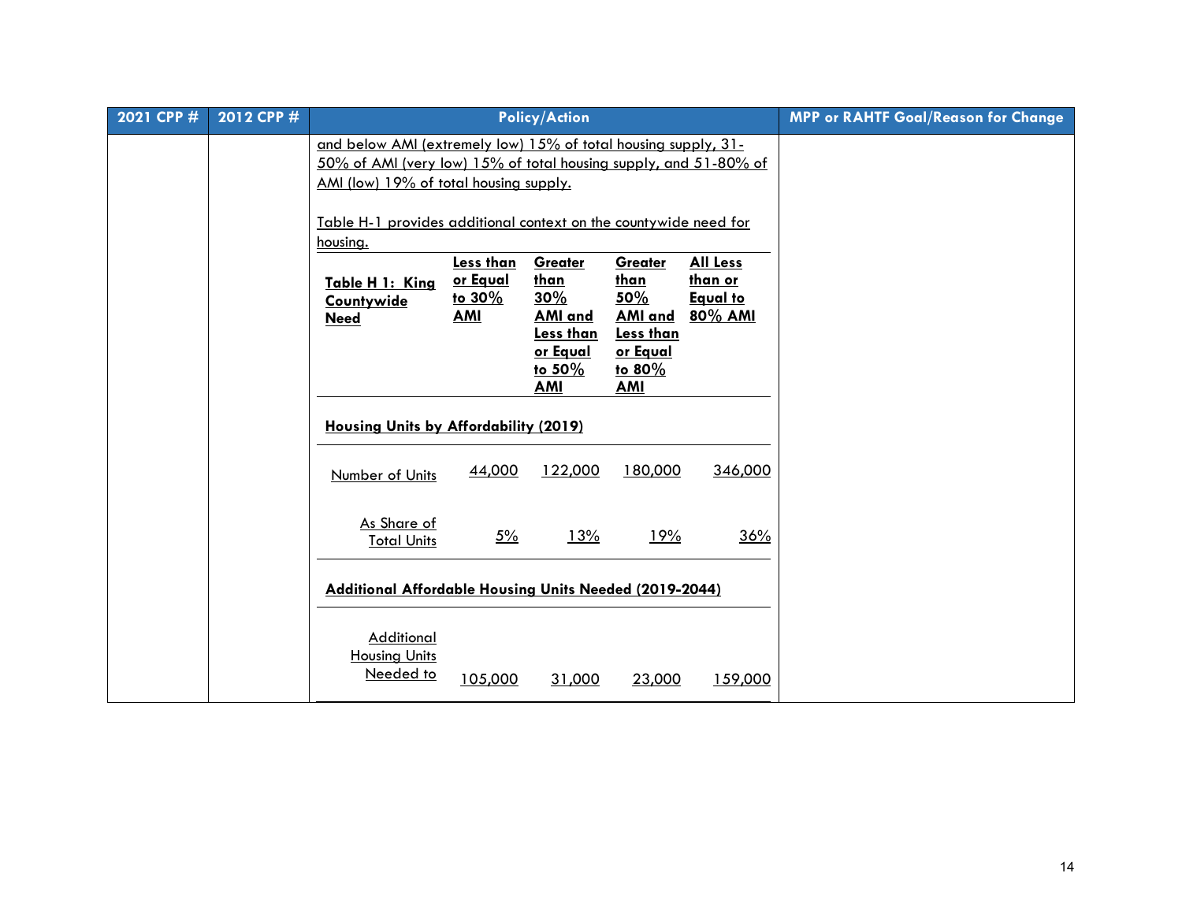| 2021 CPP # | 2012 CPP # | Policy/Action | MPP or RAHTF Goal/Reason for Change |
|---|---|---|---|
| | | and below AMI (extremely low) 15% of total housing supply, 31-50% of AMI (very low) 15% of total housing supply, and 51-80% of AMI (low) 19% of total housing supply.<br><br>Table H-1 provides additional context on the countywide need for housing. | |

| **Table H 1: King Countywide Need** | **Less than or Equal to 30% AMI** | **Greater than 30% AMI and Less than or Equal to 50% AMI** | **Greater than 50% AMI and Less than or Equal to 80% AMI** | **All Less than or Equal to 80% AMI** |
|---|---|---|---|---|
| **Housing Units by Affordability (2019)** | | | | |
| Number of Units | 44,000 | 122,000 | 180,000 | 346,000 |
| As Share of Total Units | 5% | 13% | 19% | 36% |
| **Additional Affordable Housing Units Needed (2019-2044)** | | | | |
| Additional Housing Units Needed to | 105,000 | 31,000 | 23,000 | 159,000 |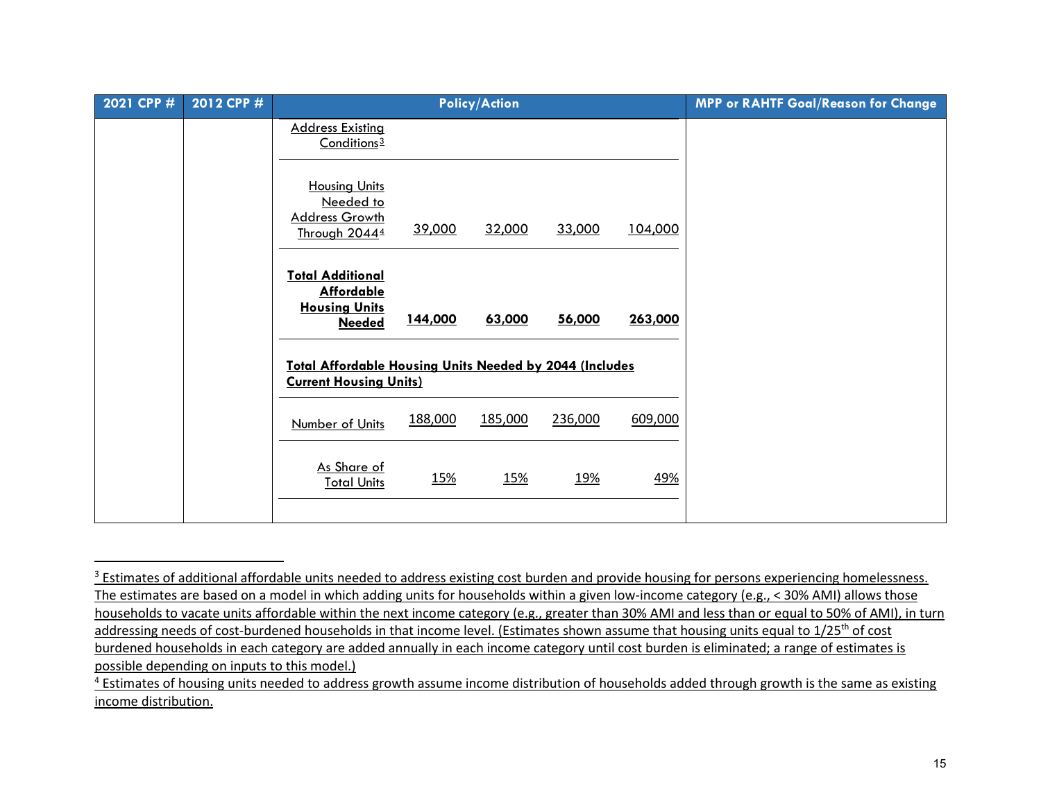| 2021 CPP # | 2012 CPP # | Policy/Action | MPP or RAHTF Goal/Reason for Change |
|---|---|---|---|
| | | Address Existing Conditions[3] | |
| | | Housing Units Needed to Address Growth Through 2044[4] — 39,000 — 32,000 — 33,000 — 104,000 | |
| | | **Total Additional Affordable Housing Units Needed** — **144,000** — **63,000** — **56,000** — **263,000** | |
| | | **Total Affordable Housing Units Needed by 2044 (Includes Current Housing Units)** | |
| | | Number of Units — 188,000 — 185,000 — 236,000 — 609,000 | |
| | | As Share of Total Units — 15% — 15% — 19% — 49% | |

---

[3] Estimates of additional affordable units needed to address existing cost burden and provide housing for persons experiencing homelessness. The estimates are based on a model in which adding units for households within a given low-income category (e.g., < 30% AMI) allows those households to vacate units affordable within the next income category (e.g., greater than 30% AMI and less than or equal to 50% of AMI), in turn addressing needs of cost-burdened households in that income level. (Estimates shown assume that housing units equal to 1/25th of cost burdened households in each category are added annually in each income category until cost burden is eliminated; a range of estimates is possible depending on inputs to this model.)

[4] Estimates of housing units needed to address growth assume income distribution of households added through growth is the same as existing income distribution.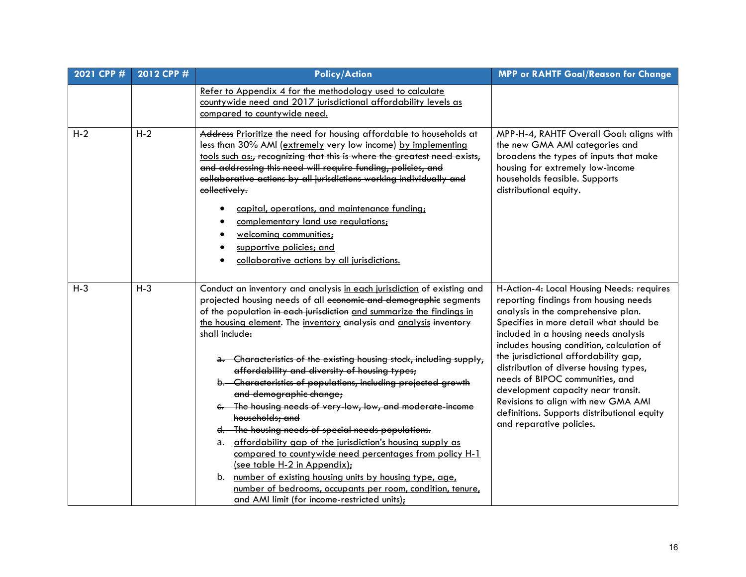| 2021 CPP # | 2012 CPP # | Policy/Action | MPP or RAHTF Goal/Reason for Change |
|---|---|---|---|
| | | <u>Refer to Appendix 4 for the methodology used to calculate countywide need and 2017 jurisdictional affordability levels as compared to countywide need.</u> | |
| H-2 | H-2 | ~~Address~~ <u>Prioritize</u> the need for housing affordable to households at less than 30% AMI (<u>extremely</u> ~~very~~ low income) <u>by implementing tools such as:</u>~~, recognizing that this is where the greatest need exists, and addressing this need will require funding, policies, and collaborative actions by all jurisdictions working individually and collectively.~~<br><br>• <u>capital, operations, and maintenance funding;</u><br>• <u>complementary land use regulations;</u><br>• <u>welcoming communities;</u><br>• <u>supportive policies; and</u><br>• <u>collaborative actions by all jurisdictions.</u> | MPP-H-4, RAHTF Overall Goal: aligns with the new GMA AMI categories and broadens the types of inputs that make housing for extremely low-income households feasible. Supports distributional equity. |
| H-3 | H-3 | Conduct an inventory and analysis <u>in each jurisdiction</u> of existing and projected housing needs of all ~~economic and demographic~~ segments of the population ~~in each jurisdiction~~ <u>and summarize the findings in the housing element</u>. The <u>inventory</u> ~~analysis~~ and <u>analysis</u> ~~inventory~~ shall include:<br><br>~~a. Characteristics of the existing housing stock, including supply, affordability and diversity of housing types;~~<br>~~b. Characteristics of populations, including projected growth and demographic change;~~<br>~~c. The housing needs of very-low, low, and moderate-income households; and~~<br>~~d. The housing needs of special needs populations.~~<br>a. <u>affordability gap of the jurisdiction's housing supply as compared to countywide need percentages from policy H-1 (see table H-2 in Appendix);</u><br>b. <u>number of existing housing units by housing type, age, number of bedrooms, occupants per room, condition, tenure, and AMI limit (for income-restricted units);</u> | H-Action-4: Local Housing Needs: requires reporting findings from housing needs analysis in the comprehensive plan. Specifies in more detail what should be included in a housing needs analysis includes housing condition, calculation of the jurisdictional affordability gap, distribution of diverse housing types, needs of BIPOC communities, and development capacity near transit. Revisions to align with new GMA AMI definitions. Supports distributional equity and reparative policies. |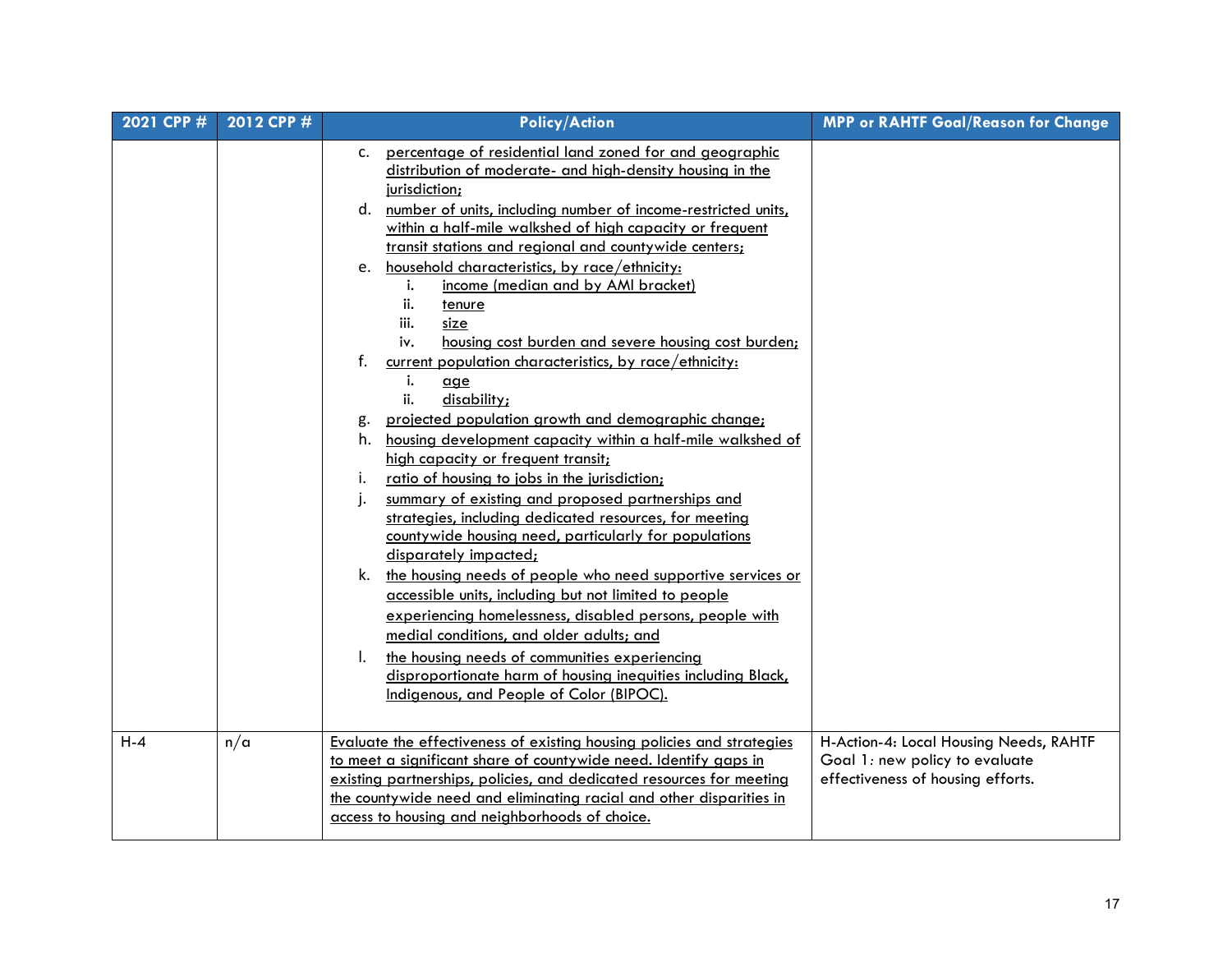| 2021 CPP # | 2012 CPP # | Policy/Action | MPP or RAHTF Goal/Reason for Change |
|---|---|---|---|
| | | c. percentage of residential land zoned for and geographic distribution of moderate- and high-density housing in the jurisdiction;<br>d. number of units, including number of income-restricted units, within a half-mile walkshed of high capacity or frequent transit stations and regional and countywide centers;<br>e. household characteristics, by race/ethnicity:<br>i. income (median and by AMI bracket)<br>ii. tenure<br>iii. size<br>iv. housing cost burden and severe housing cost burden;<br>f. current population characteristics, by race/ethnicity:<br>i. age<br>ii. disability;<br>g. projected population growth and demographic change;<br>h. housing development capacity within a half-mile walkshed of high capacity or frequent transit;<br>i. ratio of housing to jobs in the jurisdiction;<br>j. summary of existing and proposed partnerships and strategies, including dedicated resources, for meeting countywide housing need, particularly for populations disparately impacted;<br>k. the housing needs of people who need supportive services or accessible units, including but not limited to people experiencing homelessness, disabled persons, people with medial conditions, and older adults; and<br>l. the housing needs of communities experiencing disproportionate harm of housing inequities including Black, Indigenous, and People of Color (BIPOC). | |
| H-4 | n/a | Evaluate the effectiveness of existing housing policies and strategies to meet a significant share of countywide need. Identify gaps in existing partnerships, policies, and dedicated resources for meeting the countywide need and eliminating racial and other disparities in access to housing and neighborhoods of choice. | H-Action-4: Local Housing Needs, RAHTF Goal 1: new policy to evaluate effectiveness of housing efforts. |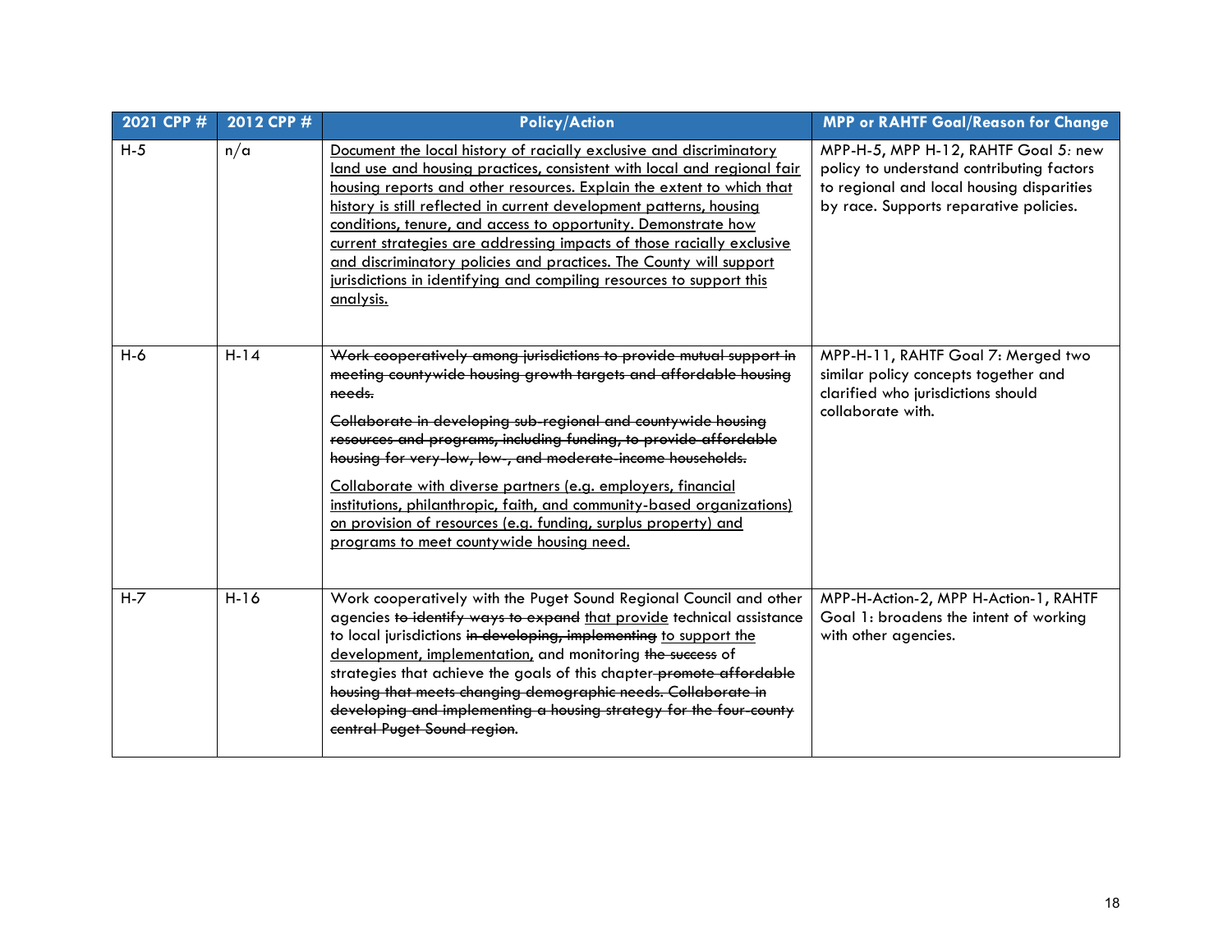| 2021 CPP # | 2012 CPP # | Policy/Action | MPP or RAHTF Goal/Reason for Change |
|---|---|---|---|
| H-5 | n/a | <u>Document the local history of racially exclusive and discriminatory land use and housing practices, consistent with local and regional fair housing reports and other resources. Explain the extent to which that history is still reflected in current development patterns, housing conditions, tenure, and access to opportunity. Demonstrate how current strategies are addressing impacts of those racially exclusive and discriminatory policies and practices. The County will support jurisdictions in identifying and compiling resources to support this analysis.</u> | MPP-H-5, MPP H-12, RAHTF Goal 5: new policy to understand contributing factors to regional and local housing disparities by race. Supports reparative policies. |
| H-6 | H-14 | ~~Work cooperatively among jurisdictions to provide mutual support in meeting countywide housing growth targets and affordable housing needs.~~<br><br>~~Collaborate in developing sub-regional and countywide housing resources and programs, including funding, to provide affordable housing for very-low, low-, and moderate-income households.~~<br><br><u>Collaborate with diverse partners (e.g. employers, financial institutions, philanthropic, faith, and community-based organizations) on provision of resources (e.g. funding, surplus property) and programs to meet countywide housing need.</u> | MPP-H-11, RAHTF Goal 7: Merged two similar policy concepts together and clarified who jurisdictions should collaborate with. |
| H-7 | H-16 | Work cooperatively with the Puget Sound Regional Council and other agencies ~~to identify ways to expand~~ <u>that provide</u> technical assistance to local jurisdictions ~~in developing, implementing~~ <u>to support the development, implementation,</u> and monitoring ~~the success~~ of strategies that achieve the goals of this chapter ~~promote affordable housing that meets changing demographic needs. Collaborate in developing and implementing a housing strategy for the four-county central Puget Sound region.~~ | MPP-H-Action-2, MPP H-Action-1, RAHTF Goal 1: broadens the intent of working with other agencies. |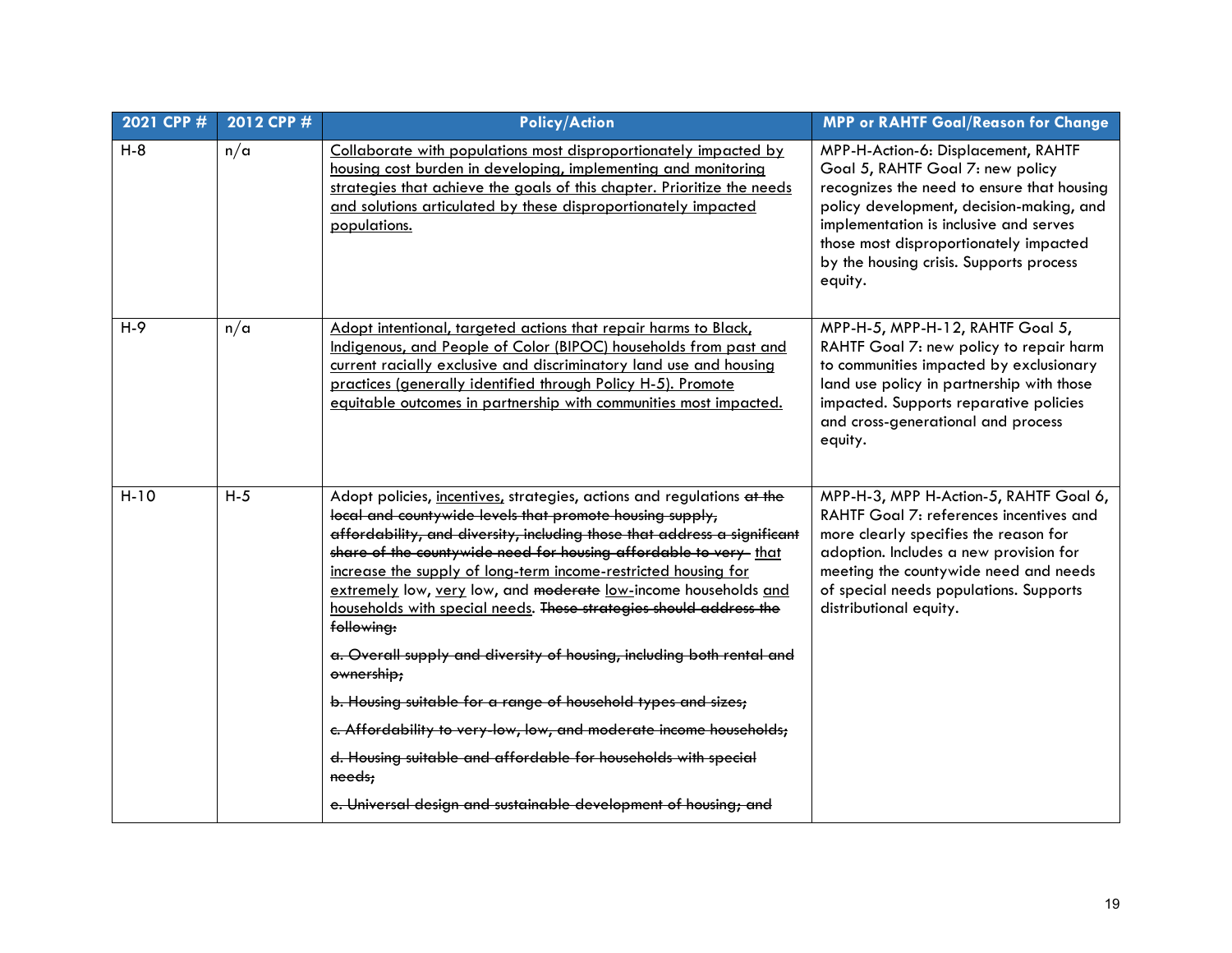| 2021 CPP # | 2012 CPP # | Policy/Action | MPP or RAHTF Goal/Reason for Change |
|---|---|---|---|
| H-8 | n/a | <u>Collaborate with populations most disproportionately impacted by housing cost burden in developing, implementing and monitoring strategies that achieve the goals of this chapter. Prioritize the needs and solutions articulated by these disproportionately impacted populations.</u> | MPP-H-Action-6: Displacement, RAHTF Goal 5, RAHTF Goal 7: new policy recognizes the need to ensure that housing policy development, decision-making, and implementation is inclusive and serves those most disproportionately impacted by the housing crisis. Supports process equity. |
| H-9 | n/a | <u>Adopt intentional, targeted actions that repair harms to Black, Indigenous, and People of Color (BIPOC) households from past and current racially exclusive and discriminatory land use and housing practices (generally identified through Policy H-5). Promote equitable outcomes in partnership with communities most impacted.</u> | MPP-H-5, MPP-H-12, RAHTF Goal 5, RAHTF Goal 7: new policy to repair harm to communities impacted by exclusionary land use policy in partnership with those impacted. Supports reparative policies and cross-generational and process equity. |
| H-10 | H-5 | Adopt policies, <u>incentives,</u> strategies, actions and regulations ~~at the local and countywide levels that promote housing supply, affordability, and diversity, including those that address a significant share of the countywide need for housing affordable to very~~ <u>that increase the supply of long-term income-restricted housing for extremely</u> low, <u>very</u> low, and ~~moderate~~ <u>low-</u>income households <u>and households with special needs</u>. ~~These strategies should address the following:~~<br><br>~~a. Overall supply and diversity of housing, including both rental and ownership;~~<br><br>~~b. Housing suitable for a range of household types and sizes;~~<br><br>~~c. Affordability to very-low, low, and moderate income households;~~<br><br>~~d. Housing suitable and affordable for households with special needs;~~<br><br>~~e. Universal design and sustainable development of housing; and~~ | MPP-H-3, MPP H-Action-5, RAHTF Goal 6, RAHTF Goal 7: references incentives and more clearly specifies the reason for adoption. Includes a new provision for meeting the countywide need and needs of special needs populations. Supports distributional equity. |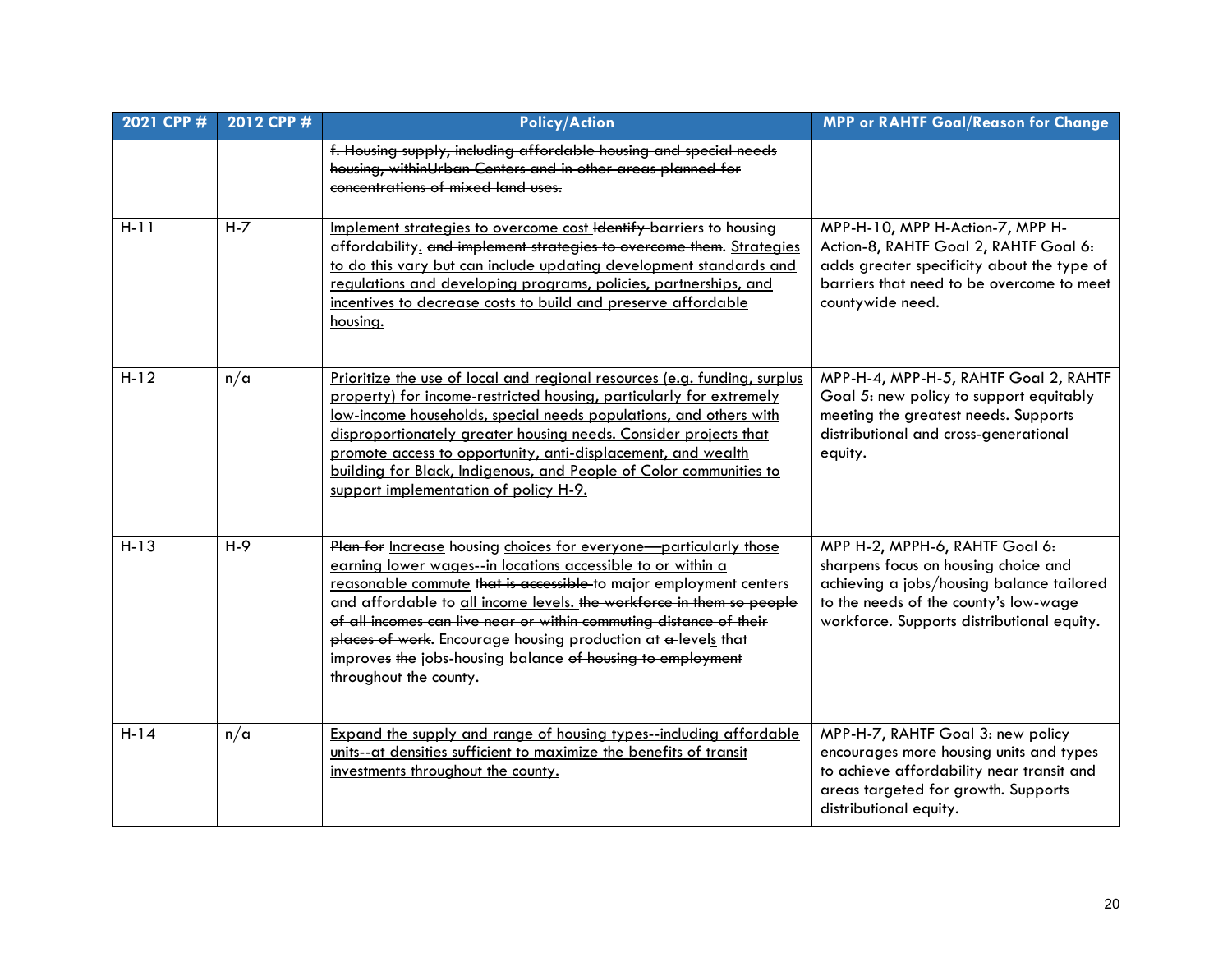| 2021 CPP # | 2012 CPP # | Policy/Action | MPP or RAHTF Goal/Reason for Change |
|---|---|---|---|
| | | ~~f. Housing supply, including affordable housing and special needs housing, withinUrban Centers and in other areas planned for concentrations of mixed land uses.~~ | |
| H-11 | H-7 | <u>Implement strategies to overcome cost</u> ~~Identify~~ barriers to housing affordability. ~~and implement strategies to overcome them.~~ <u>Strategies to do this vary but can include updating development standards and regulations and developing programs, policies, partnerships, and incentives to decrease costs to build and preserve affordable housing.</u> | MPP-H-10, MPP H-Action-7, MPP H-Action-8, RAHTF Goal 2, RAHTF Goal 6: adds greater specificity about the type of barriers that need to be overcome to meet countywide need. |
| H-12 | n/a | <u>Prioritize the use of local and regional resources (e.g. funding, surplus property) for income-restricted housing, particularly for extremely low-income households, special needs populations, and others with disproportionately greater housing needs. Consider projects that promote access to opportunity, anti-displacement, and wealth building for Black, Indigenous, and People of Color communities to support implementation of policy H-9.</u> | MPP-H-4, MPP-H-5, RAHTF Goal 2, RAHTF Goal 5: new policy to support equitably meeting the greatest needs. Supports distributional and cross-generational equity. |
| H-13 | H-9 | ~~Plan for~~ <u>Increase</u> housing <u>choices for everyone</u>~~—~~<u>particularly those earning lower wages--in locations accessible to or within a reasonable commute</u> ~~that is accessible~~ to major employment centers and affordable to <u>all income levels.</u> ~~the workforce in them so people of all incomes can live near or within commuting distance of their places of work.~~ Encourage housing production at ~~a~~ level<u>s</u> that improves ~~the~~ <u>jobs-housing</u> balance ~~of housing to employment~~ throughout the county. | MPP H-2, MPPH-6, RAHTF Goal 6: sharpens focus on housing choice and achieving a jobs/housing balance tailored to the needs of the county's low-wage workforce. Supports distributional equity. |
| H-14 | n/a | <u>Expand the supply and range of housing types--including affordable units--at densities sufficient to maximize the benefits of transit investments throughout the county.</u> | MPP-H-7, RAHTF Goal 3: new policy encourages more housing units and types to achieve affordability near transit and areas targeted for growth. Supports distributional equity. |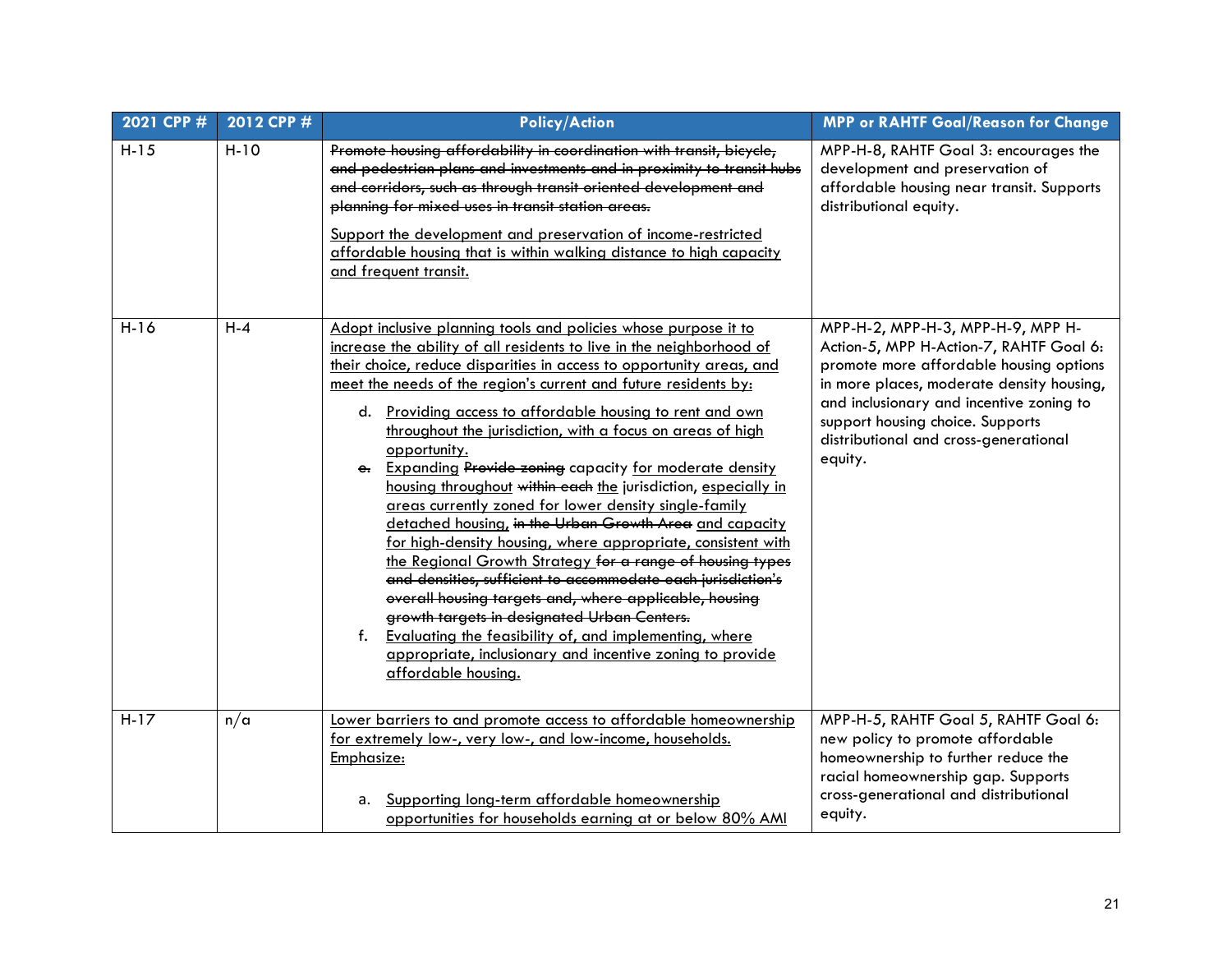| 2021 CPP # | 2012 CPP # | Policy/Action | MPP or RAHTF Goal/Reason for Change |
|---|---|---|---|
| H-15 | H-10 | ~~Promote housing affordability in coordination with transit, bicycle, and pedestrian plans and investments and in proximity to transit hubs and corridors, such as through transit oriented development and planning for mixed uses in transit station areas.~~<br><br><u>Support the development and preservation of income-restricted affordable housing that is within walking distance to high capacity and frequent transit.</u> | MPP-H-8, RAHTF Goal 3: encourages the development and preservation of affordable housing near transit. Supports distributional equity. |
| H-16 | H-4 | <u>Adopt inclusive planning tools and policies whose purpose it to increase the ability of all residents to live in the neighborhood of their choice, reduce disparities in access to opportunity areas, and meet the needs of the region's current and future residents by:</u><br><br>d. <u>Providing access to affordable housing to rent and own throughout the jurisdiction, with a focus on areas of high opportunity.</u><br>~~e.~~ <u>Expanding</u> ~~Provide zoning~~ capacity <u>for moderate density housing throughout</u> ~~within each~~ <u>the</u> jurisdiction, <u>especially in areas currently zoned for lower density single-family detached housing,</u> ~~in the Urban Growth Area~~ <u>and capacity for high-density housing, where appropriate, consistent with the Regional Growth Strategy</u> ~~for a range of housing types and densities, sufficient to accommodate each jurisdiction's overall housing targets and, where applicable, housing growth targets in designated Urban Centers.~~<br>f. <u>Evaluating the feasibility of, and implementing, where appropriate, inclusionary and incentive zoning to provide affordable housing.</u> | MPP-H-2, MPP-H-3, MPP-H-9, MPP H-Action-5, MPP H-Action-7, RAHTF Goal 6: promote more affordable housing options in more places, moderate density housing, and inclusionary and incentive zoning to support housing choice. Supports distributional and cross-generational equity. |
| H-17 | n/a | <u>Lower barriers to and promote access to affordable homeownership for extremely low-, very low-, and low-income, households. Emphasize:</u><br><br>a. <u>Supporting long-term affordable homeownership opportunities for households earning at or below 80% AMI</u> | MPP-H-5, RAHTF Goal 5, RAHTF Goal 6: new policy to promote affordable homeownership to further reduce the racial homeownership gap. Supports cross-generational and distributional equity. |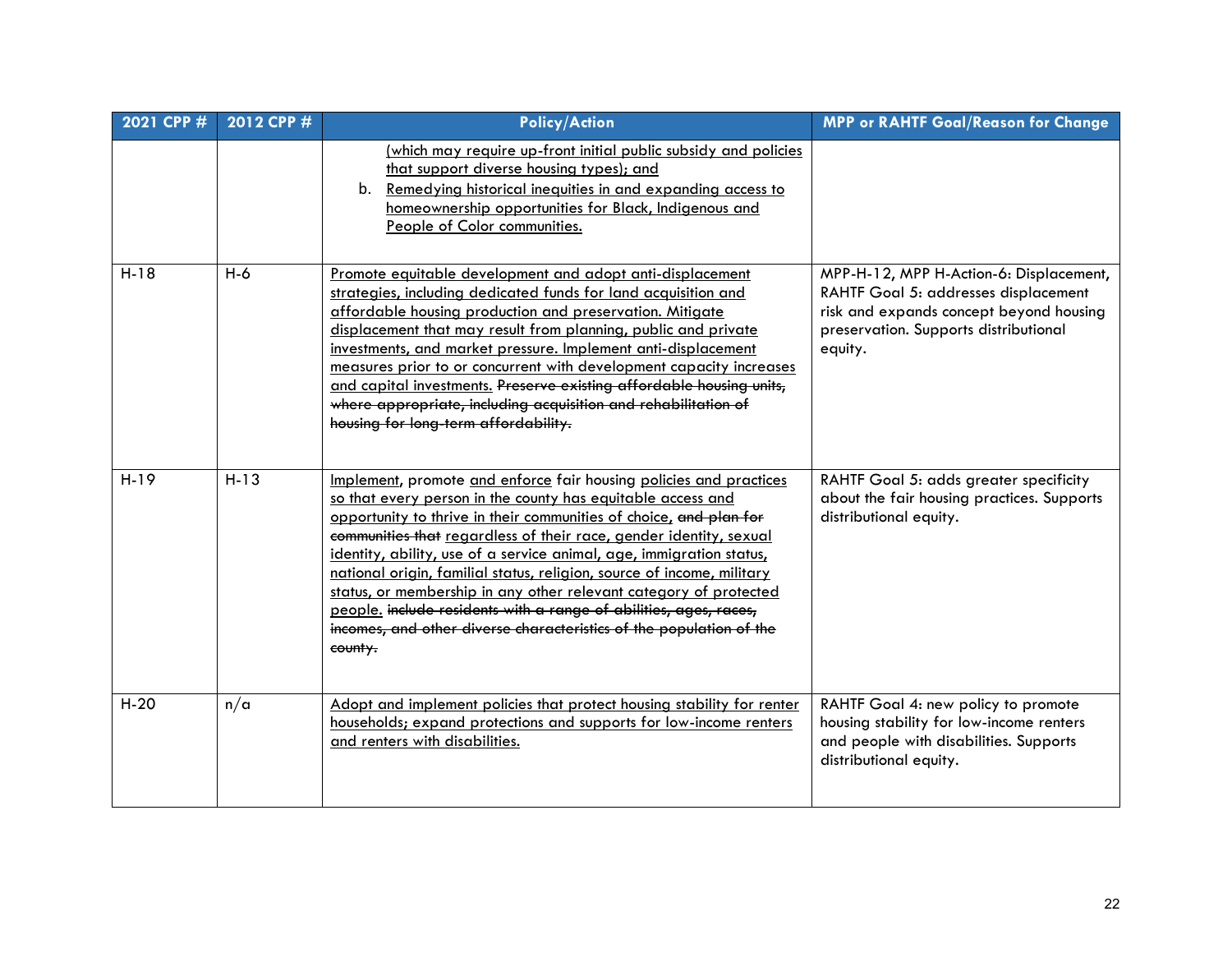| 2021 CPP # | 2012 CPP # | Policy/Action | MPP or RAHTF Goal/Reason for Change |
|---|---|---|---|
| | | <u>(which may require up-front initial public subsidy and policies that support diverse housing types); and</u><br>b. <u>Remedying historical inequities in and expanding access to homeownership opportunities for Black, Indigenous and People of Color communities.</u> | |
| H-18 | H-6 | <u>Promote equitable development and adopt anti-displacement strategies, including dedicated funds for land acquisition and affordable housing production and preservation. Mitigate displacement that may result from planning, public and private investments, and market pressure. Implement anti-displacement measures prior to or concurrent with development capacity increases and capital investments.</u> ~~Preserve existing affordable housing units, where appropriate, including acquisition and rehabilitation of housing for long-term affordability.~~ | MPP-H-12, MPP H-Action-6: Displacement, RAHTF Goal 5: addresses displacement risk and expands concept beyond housing preservation. Supports distributional equity. |
| H-19 | H-13 | <u>Implement</u>, promote <u>and enforce</u> fair housing <u>policies and practices so that every person in the county has equitable access and opportunity to thrive in their communities of choice,</u> ~~and plan for communities that~~ <u>regardless of their race, gender identity, sexual identity, ability, use of a service animal, age, immigration status, national origin, familial status, religion, source of income, military status, or membership in any other relevant category of protected people.</u> ~~include residents with a range of abilities, ages, races, incomes, and other diverse characteristics of the population of the county.~~ | RAHTF Goal 5: adds greater specificity about the fair housing practices. Supports distributional equity. |
| H-20 | n/a | <u>Adopt and implement policies that protect housing stability for renter households; expand protections and supports for low-income renters and renters with disabilities.</u> | RAHTF Goal 4: new policy to promote housing stability for low-income renters and people with disabilities. Supports distributional equity. |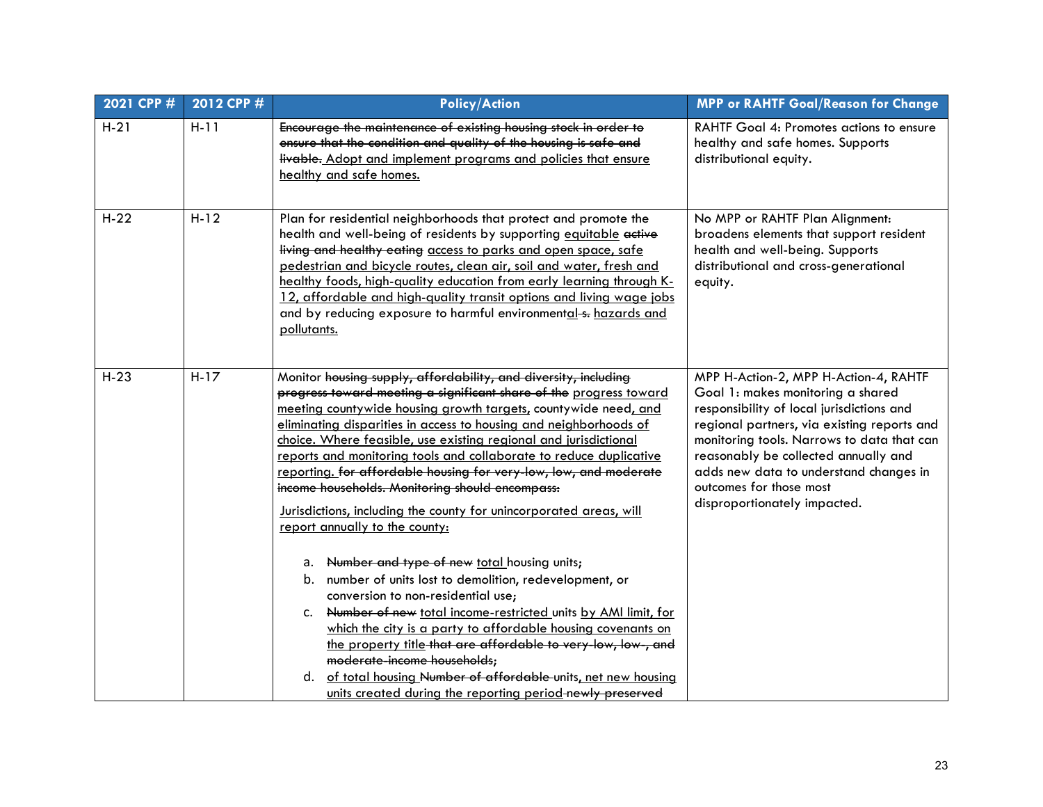| 2021 CPP # | 2012 CPP # | Policy/Action | MPP or RAHTF Goal/Reason for Change |
|---|---|---|---|
| H-21 | H-11 | ~~Encourage the maintenance of existing housing stock in order to ensure that the condition and quality of the housing is safe and livable.~~ <u>Adopt and implement programs and policies that ensure healthy and safe homes.</u> | RAHTF Goal 4: Promotes actions to ensure healthy and safe homes. Supports distributional equity. |
| H-22 | H-12 | Plan for residential neighborhoods that protect and promote the health and well-being of residents by supporting <u>equitable</u> ~~active living and healthy eating~~ <u>access to parks and open space, safe pedestrian and bicycle routes, clean air, soil and water, fresh and healthy foods, high-quality education from early learning through K-12, affordable and high-quality transit options and living wage jobs</u> and by reducing exposure to harmful environmental<u>al</u> ~~s.~~ <u>hazards and pollutants.</u> | No MPP or RAHTF Plan Alignment: broadens elements that support resident health and well-being. Supports distributional and cross-generational equity. |
| H-23 | H-17 | Monitor ~~housing supply, affordability, and diversity, including progress toward meeting a significant share of the~~ <u>progress toward meeting countywide housing growth targets,</u> countywide need<u>, and eliminating disparities in access to housing and neighborhoods of choice. Where feasible, use existing regional and jurisdictional reports and monitoring tools and collaborate to reduce duplicative reporting.</u> ~~for affordable housing for very-low, low, and moderate income households. Monitoring should encompass:~~<br><br><u>Jurisdictions, including the county for unincorporated areas, will report annually to the county:</u><br><br>a. ~~Number and type of new~~ <u>total</u> housing units;<br>b. number of units lost to demolition, redevelopment, or conversion to non-residential use;<br>c. ~~Number of new~~ <u>total income-restricted</u> units <u>by AMI limit, for which the city is a party to affordable housing covenants on the property title</u> ~~that are affordable to very-low, low-, and moderate-income households~~;<br>d. <u>of total housing</u> ~~Number of affordable~~ units<u>, net new housing units created during the reporting period</u> ~~newly preserved~~ | MPP H-Action-2, MPP H-Action-4, RAHTF Goal 1: makes monitoring a shared responsibility of local jurisdictions and regional partners, via existing reports and monitoring tools. Narrows to data that can reasonably be collected annually and adds new data to understand changes in outcomes for those most disproportionately impacted. |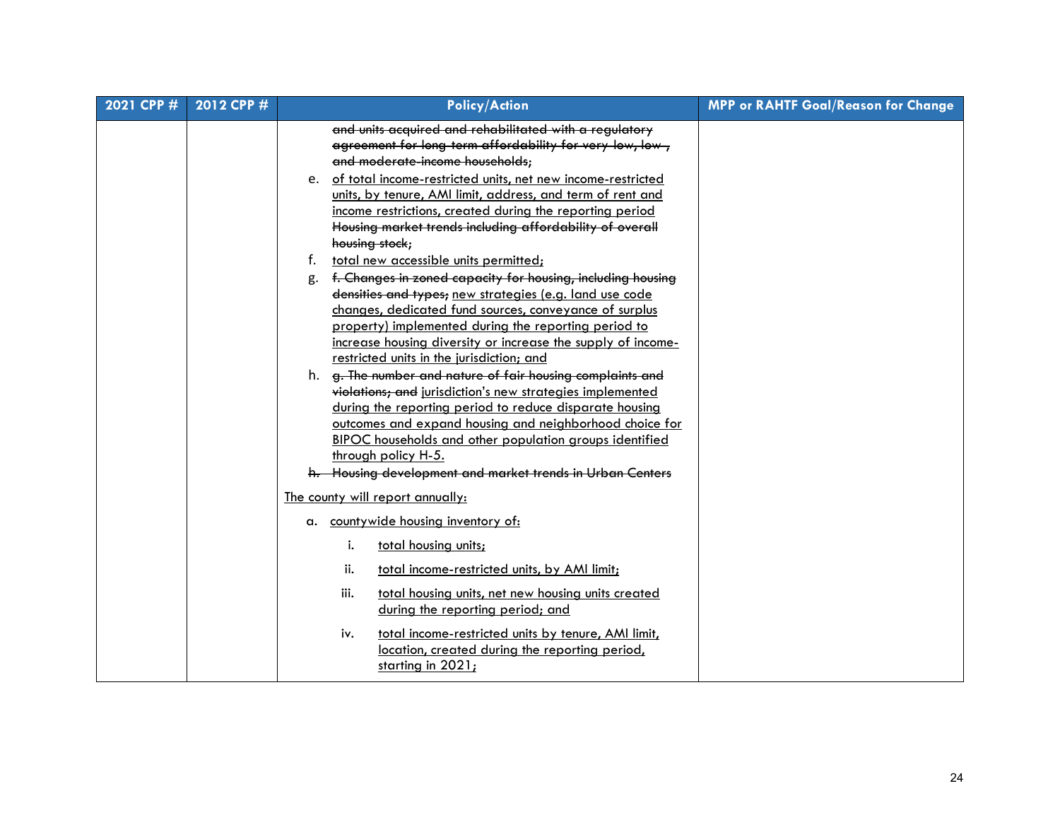| 2021 CPP # | 2012 CPP # | Policy/Action | MPP or RAHTF Goal/Reason for Change |
|---|---|---|---|
| | | ~~and units acquired and rehabilitated with a regulatory agreement for long-term affordability for very-low, low-, and moderate-income households;~~<br>e. <u>of total income-restricted units, net new income-restricted units, by tenure, AMI limit, address, and term of rent and income restrictions, created during the reporting period</u> ~~Housing market trends including affordability of overall housing stock;~~<br>f. <u>total new accessible units permitted;</u><br>g. ~~f. Changes in zoned capacity for housing, including housing densities and types;~~ <u>new strategies (e.g. land use code changes, dedicated fund sources, conveyance of surplus property) implemented during the reporting period to increase housing diversity or increase the supply of income-restricted units in the jurisdiction; and</u><br>h. ~~g. The number and nature of fair housing complaints and violations; and~~ <u>jurisdiction's new strategies implemented during the reporting period to reduce disparate housing outcomes and expand housing and neighborhood choice for BIPOC households and other population groups identified through policy H-5.</u><br>~~h. Housing development and market trends in Urban Centers~~<br><br><u>The county will report annually:</u><br>a. <u>countywide housing inventory of:</u><br>i. <u>total housing units;</u><br>ii. <u>total income-restricted units, by AMI limit;</u><br>iii. <u>total housing units, net new housing units created during the reporting period; and</u><br>iv. <u>total income-restricted units by tenure, AMI limit, location, created during the reporting period, starting in 2021;</u> | |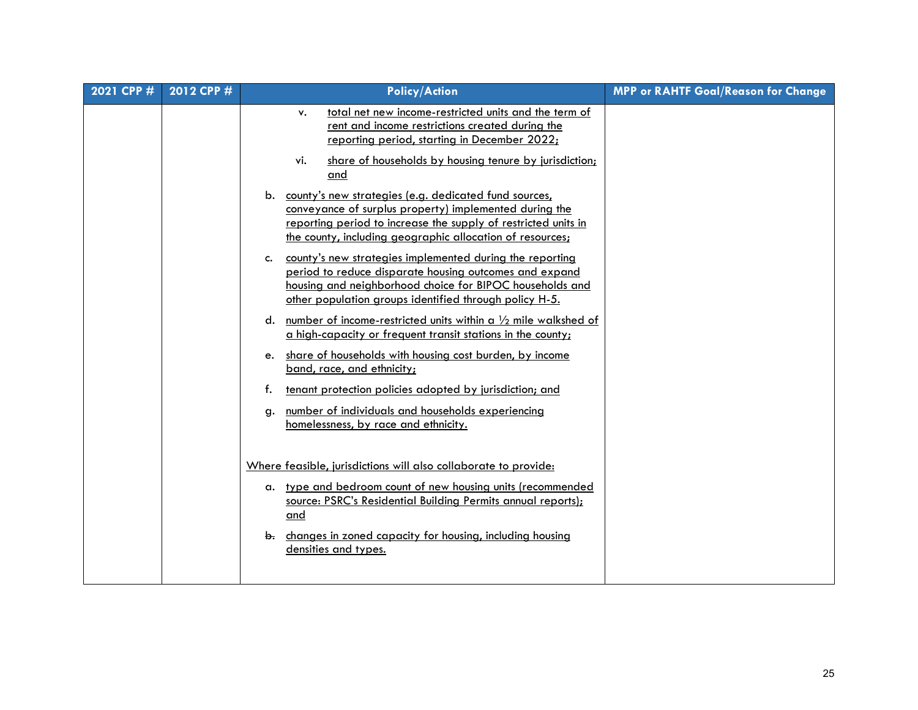| 2021 CPP # | 2012 CPP # | Policy/Action | MPP or RAHTF Goal/Reason for Change |
|---|---|---|---|
| | | v. total net new income-restricted units and the term of rent and income restrictions created during the reporting period, starting in December 2022;<br><br>vi. share of households by housing tenure by jurisdiction; and<br><br>b. county's new strategies (e.g. dedicated fund sources, conveyance of surplus property) implemented during the reporting period to increase the supply of restricted units in the county, including geographic allocation of resources;<br><br>c. county's new strategies implemented during the reporting period to reduce disparate housing outcomes and expand housing and neighborhood choice for BIPOC households and other population groups identified through policy H-5.<br><br>d. number of income-restricted units within a ½ mile walkshed of a high-capacity or frequent transit stations in the county;<br><br>e. share of households with housing cost burden, by income band, race, and ethnicity;<br><br>f. tenant protection policies adopted by jurisdiction; and<br><br>g. number of individuals and households experiencing homelessness, by race and ethnicity.<br><br>Where feasible, jurisdictions will also collaborate to provide:<br><br>a. type and bedroom count of new housing units (recommended source: PSRC's Residential Building Permits annual reports); and<br><br>~~b.~~ changes in zoned capacity for housing, including housing densities and types. | |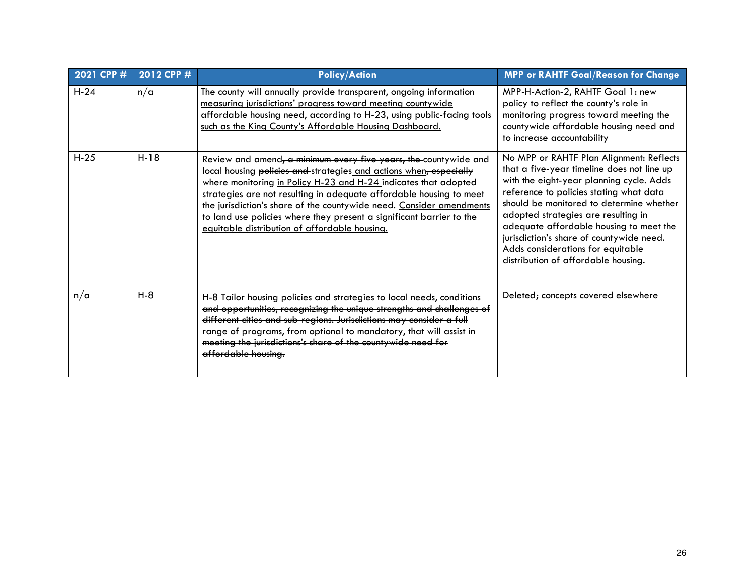| 2021 CPP # | 2012 CPP # | Policy/Action | MPP or RAHTF Goal/Reason for Change |
|---|---|---|---|
| H-24 | n/a | <u>The county will annually provide transparent, ongoing information measuring jurisdictions' progress toward meeting countywide affordable housing need, according to H-23, using public-facing tools such as the King County's Affordable Housing Dashboard.</u> | MPP-H-Action-2, RAHTF Goal 1: new policy to reflect the county's role in monitoring progress toward meeting the countywide affordable housing need and to increase accountability |
| H-25 | H-18 | Review and amend~~, a minimum every five years, the~~ countywide and local housing ~~policies and~~ strategies<u> and actions when</u>~~, especially where~~ monitoring <u>in Policy H-23 and H-24 </u>indicates that adopted strategies are not resulting in adequate affordable housing to meet ~~the jurisdiction's share of~~ the countywide need. <u>Consider amendments to land use policies where they present a significant barrier to the equitable distribution of affordable housing.</u> | No MPP or RAHTF Plan Alignment: Reflects that a five-year timeline does not line up with the eight-year planning cycle. Adds reference to policies stating what data should be monitored to determine whether adopted strategies are resulting in adequate affordable housing to meet the jurisdiction's share of countywide need. Adds considerations for equitable distribution of affordable housing. |
| n/a | H-8 | ~~H-8 Tailor housing policies and strategies to local needs, conditions and opportunities, recognizing the unique strengths and challenges of different cities and sub-regions. Jurisdictions may consider a full range of programs, from optional to mandatory, that will assist in meeting the jurisdictions's share of the countywide need for affordable housing.~~ | Deleted; concepts covered elsewhere |